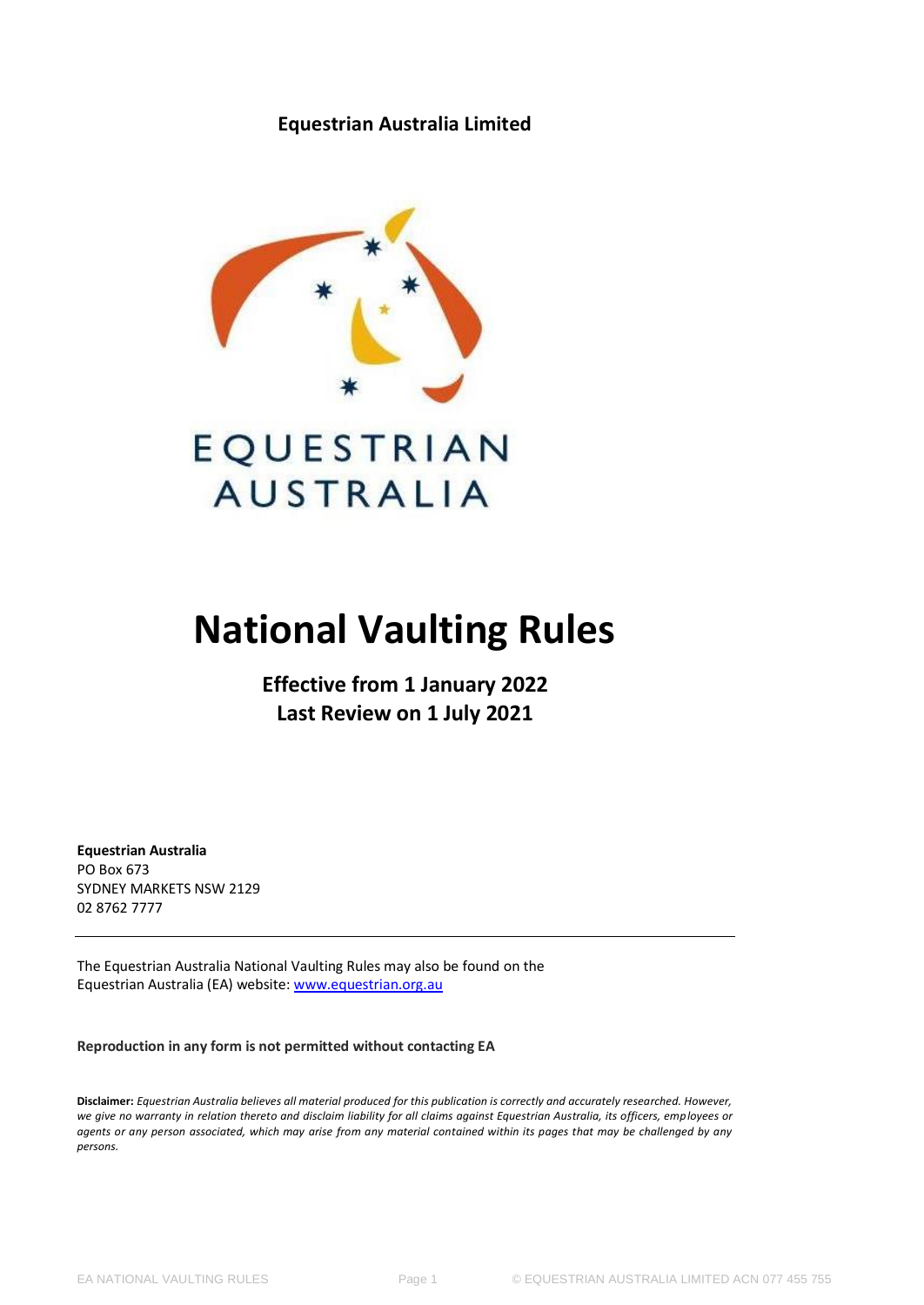**Equestrian Australia Limited**

EQUESTRIAN AUSTRALIA

# National Vaulting Rules

## Effective from 1 January 2022
## Last Review on 1 July 2021

**Equestrian Australia**
PO Box 673
SYDNEY MARKETS NSW 2129
02 8762 7777

---

The Equestrian Australia National Vaulting Rules may also be found on the Equestrian Australia (EA) website: [www.equestrian.org.au](www.equestrian.org.au)

**Reproduction in any form is not permitted without contacting EA**

**Disclaimer:** *Equestrian Australia believes all material produced for this publication is correctly and accurately researched. However, we give no warranty in relation thereto and disclaim liability for all claims against Equestrian Australia, its officers, employees or agents or any person associated, which may arise from any material contained within its pages that may be challenged by any persons.*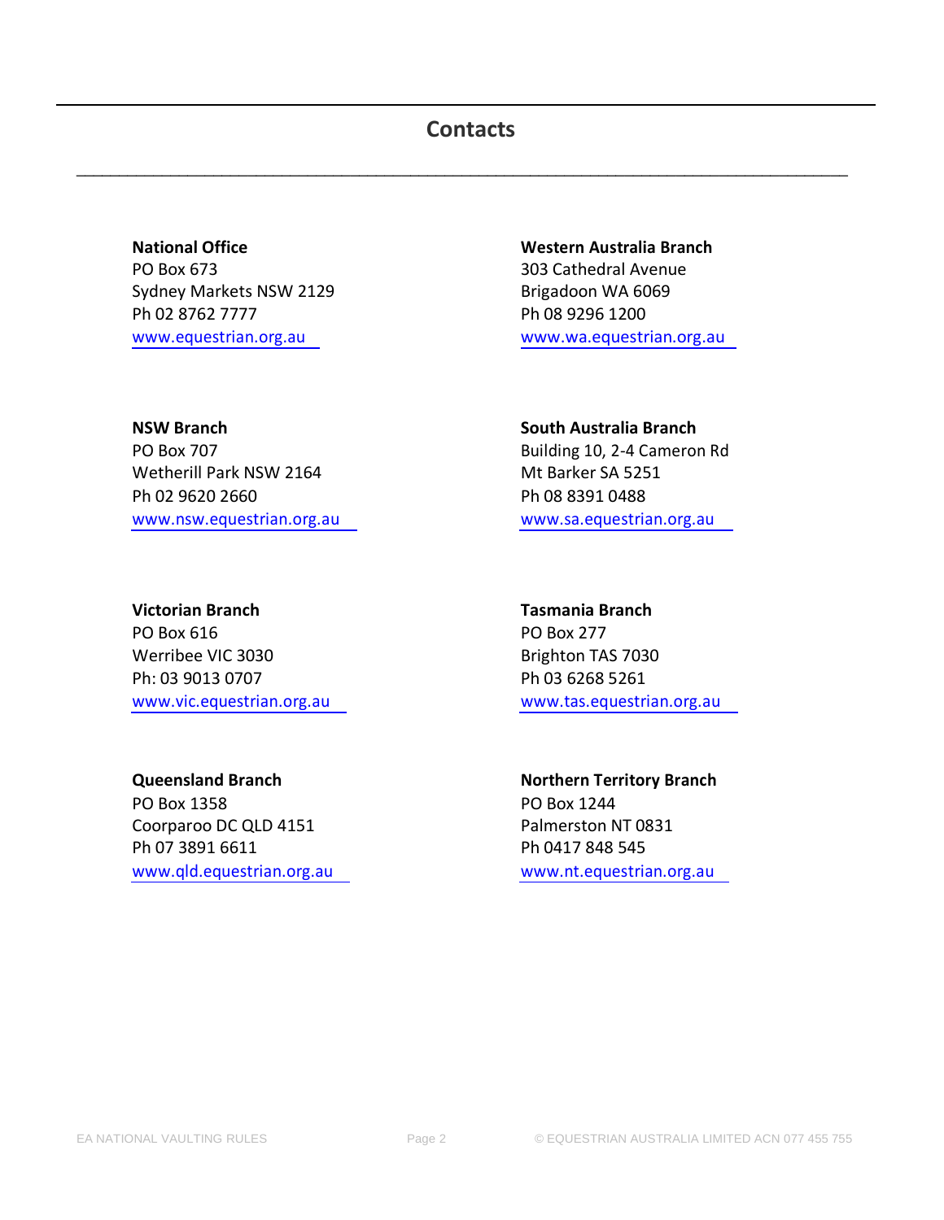# Contacts

**National Office**
PO Box 673
Sydney Markets NSW 2129
Ph 02 8762 7777
www.equestrian.org.au

**Western Australia Branch**
303 Cathedral Avenue
Brigadoon WA 6069
Ph 08 9296 1200
www.wa.equestrian.org.au

**NSW Branch**
PO Box 707
Wetherill Park NSW 2164
Ph 02 9620 2660
www.nsw.equestrian.org.au

**South Australia Branch**
Building 10, 2-4 Cameron Rd
Mt Barker SA 5251
Ph 08 8391 0488
www.sa.equestrian.org.au

**Victorian Branch**
PO Box 616
Werribee VIC 3030
Ph: 03 9013 0707
www.vic.equestrian.org.au

**Tasmania Branch**
PO Box 277
Brighton TAS 7030
Ph 03 6268 5261
www.tas.equestrian.org.au

**Queensland Branch**
PO Box 1358
Coorparoo DC QLD 4151
Ph 07 3891 6611
www.qld.equestrian.org.au

**Northern Territory Branch**
PO Box 1244
Palmerston NT 0831
Ph 0417 848 545
www.nt.equestrian.org.au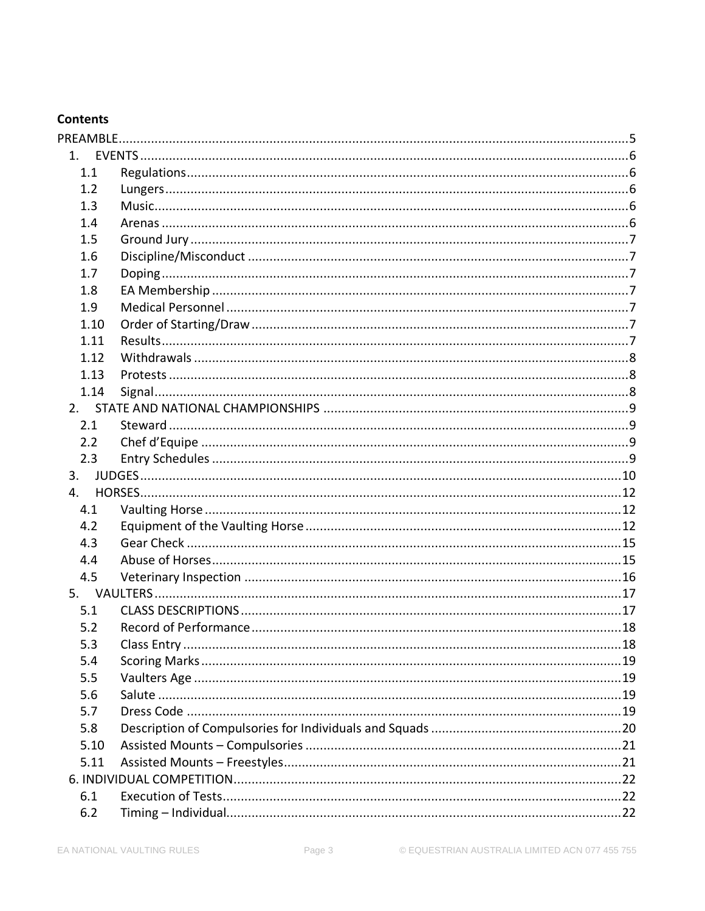**Contents**

PREAMBLE....................................................................................................................................5
1. EVENTS......................................................................................................................................6
  1.1 Regulations..............................................................................................................................6
  1.2 Lungers.....................................................................................................................................6
  1.3 Music........................................................................................................................................6
  1.4 Arenas......................................................................................................................................6
  1.5 Ground Jury..............................................................................................................................7
  1.6 Discipline/Misconduct..............................................................................................................7
  1.7 Doping......................................................................................................................................7
  1.8 EA Membership........................................................................................................................7
  1.9 Medical Personnel....................................................................................................................7
  1.10 Order of Starting/Draw............................................................................................................7
  1.11 Results......................................................................................................................................7
  1.12 Withdrawals..............................................................................................................................8
  1.13 Protests.....................................................................................................................................8
  1.14 Signal........................................................................................................................................8
2. STATE AND NATIONAL CHAMPIONSHIPS.................................................................................9
  2.1 Steward.....................................................................................................................................9
  2.2 Chef d'Equipe............................................................................................................................9
  2.3 Entry Schedules.........................................................................................................................9
3. JUDGES......................................................................................................................................10
4. HORSES......................................................................................................................................12
  4.1 Vaulting Horse..........................................................................................................................12
  4.2 Equipment of the Vaulting Horse.............................................................................................12
  4.3 Gear Check...............................................................................................................................15
  4.4 Abuse of Horses........................................................................................................................15
  4.5 Veterinary Inspection...............................................................................................................16
5. VAULTERS..................................................................................................................................17
  5.1 CLASS DESCRIPTIONS..............................................................................................................17
  5.2 Record of Performance............................................................................................................18
  5.3 Class Entry................................................................................................................................18
  5.4 Scoring Marks...........................................................................................................................19
  5.5 Vaulters Age..............................................................................................................................19
  5.6 Salute........................................................................................................................................19
  5.7 Dress Code................................................................................................................................19
  5.8 Description of Compulsories for Individuals and Squads..........................................................20
  5.10 Assisted Mounts – Compulsories..............................................................................................21
  5.11 Assisted Mounts – Freestyles...................................................................................................21
6. INDIVIDUAL COMPETITION.........................................................................................................22
  6.1 Execution of Tests......................................................................................................................22
  6.2 Timing – Individual.....................................................................................................................22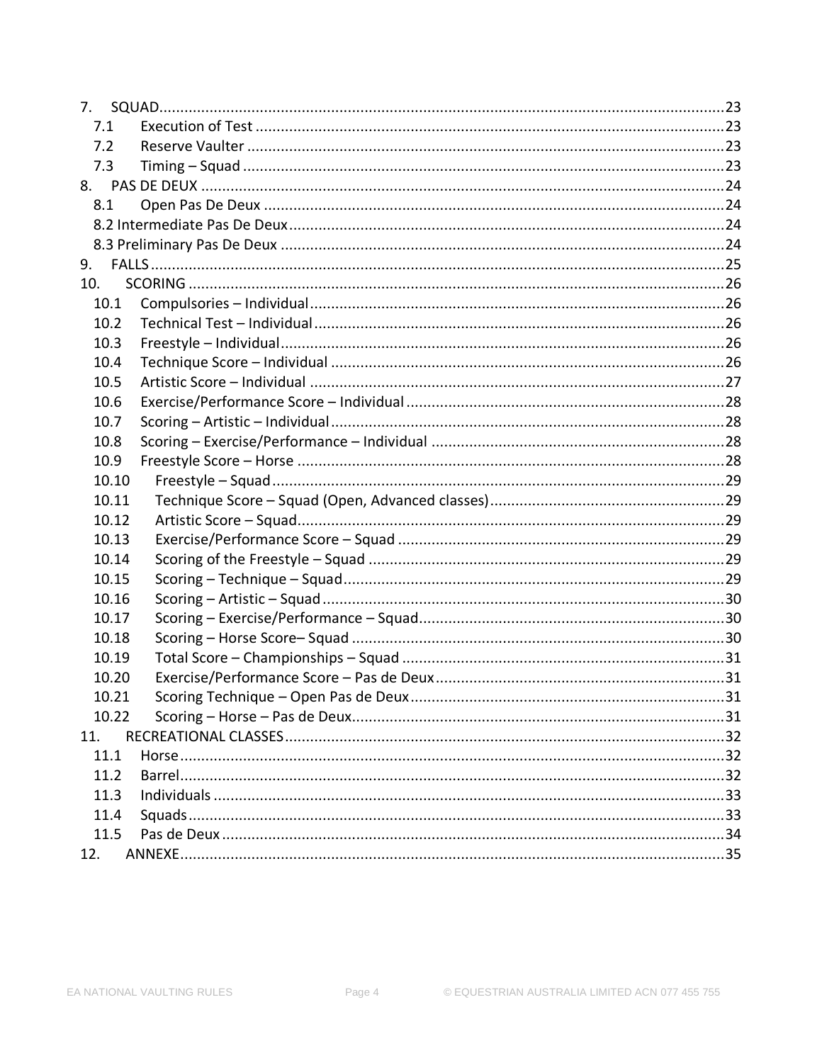7. SQUAD .......... 23
   - 7.1 Execution of Test .......... 23
   - 7.2 Reserve Vaulter .......... 23
   - 7.3 Timing – Squad .......... 23

8. PAS DE DEUX .......... 24
   - 8.1 Open Pas De Deux .......... 24
   - 8.2 Intermediate Pas De Deux .......... 24
   - 8.3 Preliminary Pas De Deux .......... 24

9. FALLS .......... 25

10. SCORING .......... 26
   - 10.1 Compulsories – Individual .......... 26
   - 10.2 Technical Test – Individual .......... 26
   - 10.3 Freestyle – Individual .......... 26
   - 10.4 Technique Score – Individual .......... 26
   - 10.5 Artistic Score – Individual .......... 27
   - 10.6 Exercise/Performance Score – Individual .......... 28
   - 10.7 Scoring – Artistic – Individual .......... 28
   - 10.8 Scoring – Exercise/Performance – Individual .......... 28
   - 10.9 Freestyle Score – Horse .......... 28
   - 10.10 Freestyle – Squad .......... 29
   - 10.11 Technique Score – Squad (Open, Advanced classes) .......... 29
   - 10.12 Artistic Score – Squad .......... 29
   - 10.13 Exercise/Performance Score – Squad .......... 29
   - 10.14 Scoring of the Freestyle – Squad .......... 29
   - 10.15 Scoring – Technique – Squad .......... 29
   - 10.16 Scoring – Artistic – Squad .......... 30
   - 10.17 Scoring – Exercise/Performance – Squad .......... 30
   - 10.18 Scoring – Horse Score– Squad .......... 30
   - 10.19 Total Score – Championships – Squad .......... 31
   - 10.20 Exercise/Performance Score – Pas de Deux .......... 31
   - 10.21 Scoring Technique – Open Pas de Deux .......... 31
   - 10.22 Scoring – Horse – Pas de Deux .......... 31

11. RECREATIONAL CLASSES .......... 32
   - 11.1 Horse .......... 32
   - 11.2 Barrel .......... 32
   - 11.3 Individuals .......... 33
   - 11.4 Squads .......... 33
   - 11.5 Pas de Deux .......... 34

12. ANNEXE .......... 35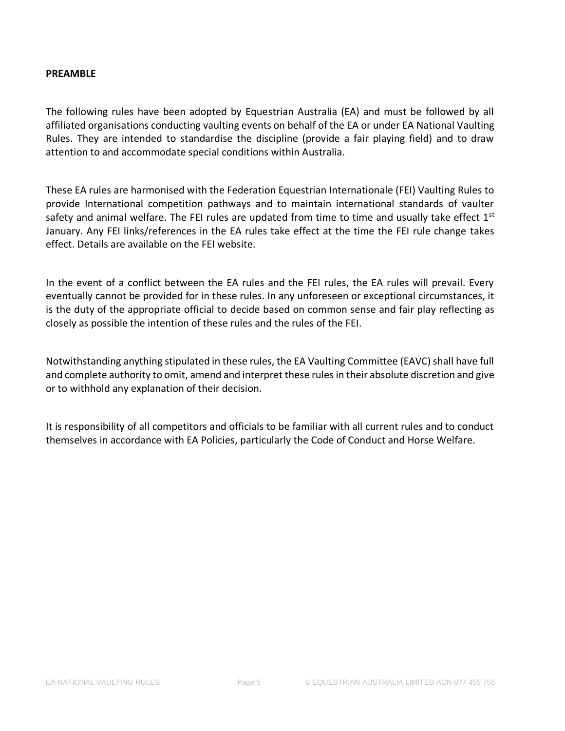**PREAMBLE**

The following rules have been adopted by Equestrian Australia (EA) and must be followed by all affiliated organisations conducting vaulting events on behalf of the EA or under EA National Vaulting Rules. They are intended to standardise the discipline (provide a fair playing field) and to draw attention to and accommodate special conditions within Australia.

These EA rules are harmonised with the Federation Equestrian Internationale (FEI) Vaulting Rules to provide International competition pathways and to maintain international standards of vaulter safety and animal welfare. The FEI rules are updated from time to time and usually take effect 1st January. Any FEI links/references in the EA rules take effect at the time the FEI rule change takes effect. Details are available on the FEI website.

In the event of a conflict between the EA rules and the FEI rules, the EA rules will prevail. Every eventually cannot be provided for in these rules. In any unforeseen or exceptional circumstances, it is the duty of the appropriate official to decide based on common sense and fair play reflecting as closely as possible the intention of these rules and the rules of the FEI.

Notwithstanding anything stipulated in these rules, the EA Vaulting Committee (EAVC) shall have full and complete authority to omit, amend and interpret these rules in their absolute discretion and give or to withhold any explanation of their decision.

It is responsibility of all competitors and officials to be familiar with all current rules and to conduct themselves in accordance with EA Policies, particularly the Code of Conduct and Horse Welfare.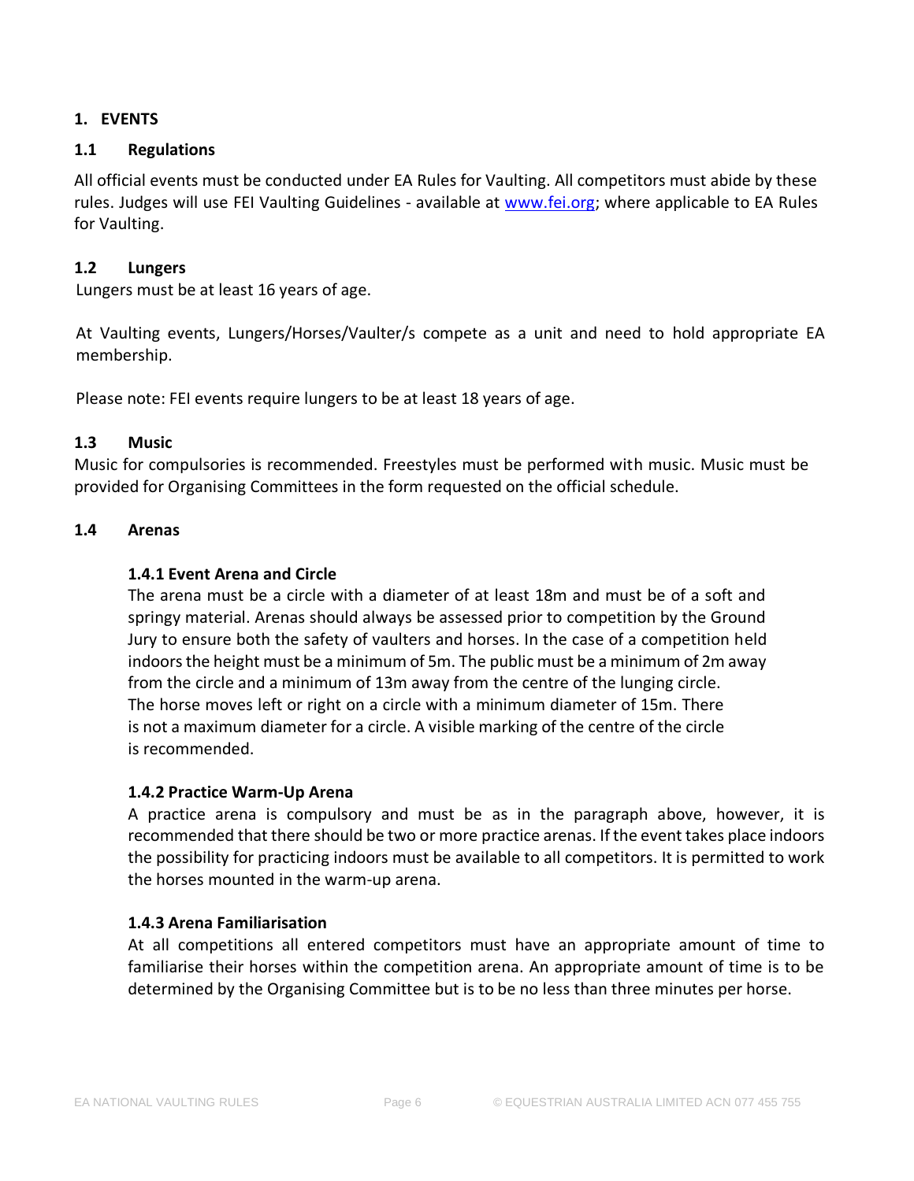# 1. EVENTS

## 1.1 Regulations

All official events must be conducted under EA Rules for Vaulting. All competitors must abide by these rules. Judges will use FEI Vaulting Guidelines - available at [www.fei.org](http://www.fei.org); where applicable to EA Rules for Vaulting.

## 1.2 Lungers

Lungers must be at least 16 years of age.

At Vaulting events, Lungers/Horses/Vaulter/s compete as a unit and need to hold appropriate EA membership.

Please note: FEI events require lungers to be at least 18 years of age.

## 1.3 Music

Music for compulsories is recommended. Freestyles must be performed with music. Music must be provided for Organising Committees in the form requested on the official schedule.

## 1.4 Arenas

### 1.4.1 Event Arena and Circle

The arena must be a circle with a diameter of at least 18m and must be of a soft and springy material. Arenas should always be assessed prior to competition by the Ground Jury to ensure both the safety of vaulters and horses. In the case of a competition held indoors the height must be a minimum of 5m. The public must be a minimum of 2m away from the circle and a minimum of 13m away from the centre of the lunging circle. The horse moves left or right on a circle with a minimum diameter of 15m. There is not a maximum diameter for a circle. A visible marking of the centre of the circle is recommended.

### 1.4.2 Practice Warm-Up Arena

A practice arena is compulsory and must be as in the paragraph above, however, it is recommended that there should be two or more practice arenas. If the event takes place indoors the possibility for practicing indoors must be available to all competitors. It is permitted to work the horses mounted in the warm-up arena.

### 1.4.3 Arena Familiarisation

At all competitions all entered competitors must have an appropriate amount of time to familiarise their horses within the competition arena. An appropriate amount of time is to be determined by the Organising Committee but is to be no less than three minutes per horse.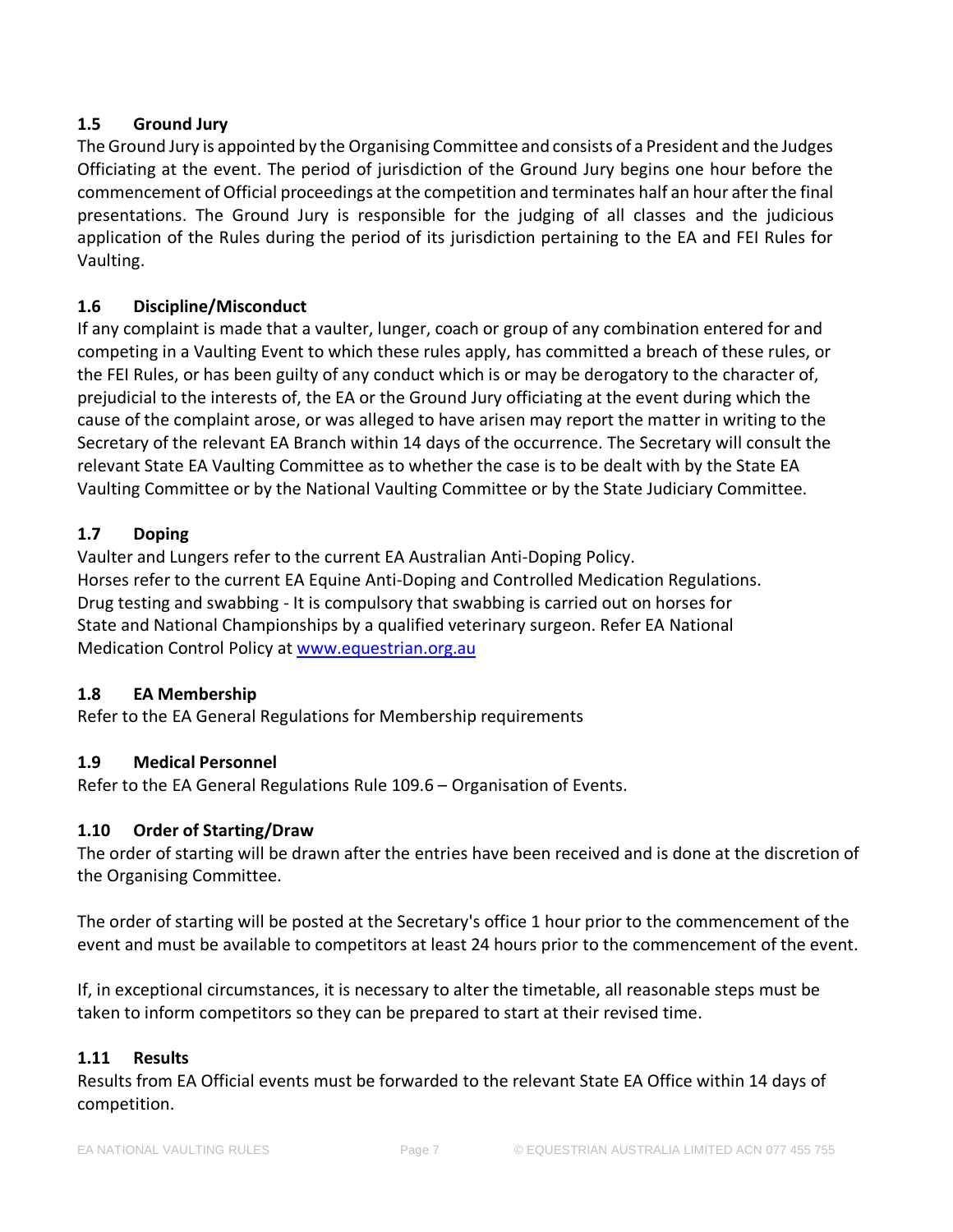### 1.5 Ground Jury

The Ground Jury is appointed by the Organising Committee and consists of a President and the Judges Officiating at the event. The period of jurisdiction of the Ground Jury begins one hour before the commencement of Official proceedings at the competition and terminates half an hour after the final presentations. The Ground Jury is responsible for the judging of all classes and the judicious application of the Rules during the period of its jurisdiction pertaining to the EA and FEI Rules for Vaulting.

### 1.6 Discipline/Misconduct

If any complaint is made that a vaulter, lunger, coach or group of any combination entered for and competing in a Vaulting Event to which these rules apply, has committed a breach of these rules, or the FEI Rules, or has been guilty of any conduct which is or may be derogatory to the character of, prejudicial to the interests of, the EA or the Ground Jury officiating at the event during which the cause of the complaint arose, or was alleged to have arisen may report the matter in writing to the Secretary of the relevant EA Branch within 14 days of the occurrence. The Secretary will consult the relevant State EA Vaulting Committee as to whether the case is to be dealt with by the State EA Vaulting Committee or by the National Vaulting Committee or by the State Judiciary Committee.

### 1.7 Doping

Vaulter and Lungers refer to the current EA Australian Anti-Doping Policy.
Horses refer to the current EA Equine Anti-Doping and Controlled Medication Regulations.
Drug testing and swabbing - It is compulsory that swabbing is carried out on horses for State and National Championships by a qualified veterinary surgeon. Refer EA National Medication Control Policy at [www.equestrian.org.au](http://www.equestrian.org.au)

### 1.8 EA Membership

Refer to the EA General Regulations for Membership requirements

### 1.9 Medical Personnel

Refer to the EA General Regulations Rule 109.6 – Organisation of Events.

### 1.10 Order of Starting/Draw

The order of starting will be drawn after the entries have been received and is done at the discretion of the Organising Committee.

The order of starting will be posted at the Secretary's office 1 hour prior to the commencement of the event and must be available to competitors at least 24 hours prior to the commencement of the event.

If, in exceptional circumstances, it is necessary to alter the timetable, all reasonable steps must be taken to inform competitors so they can be prepared to start at their revised time.

### 1.11 Results

Results from EA Official events must be forwarded to the relevant State EA Office within 14 days of competition.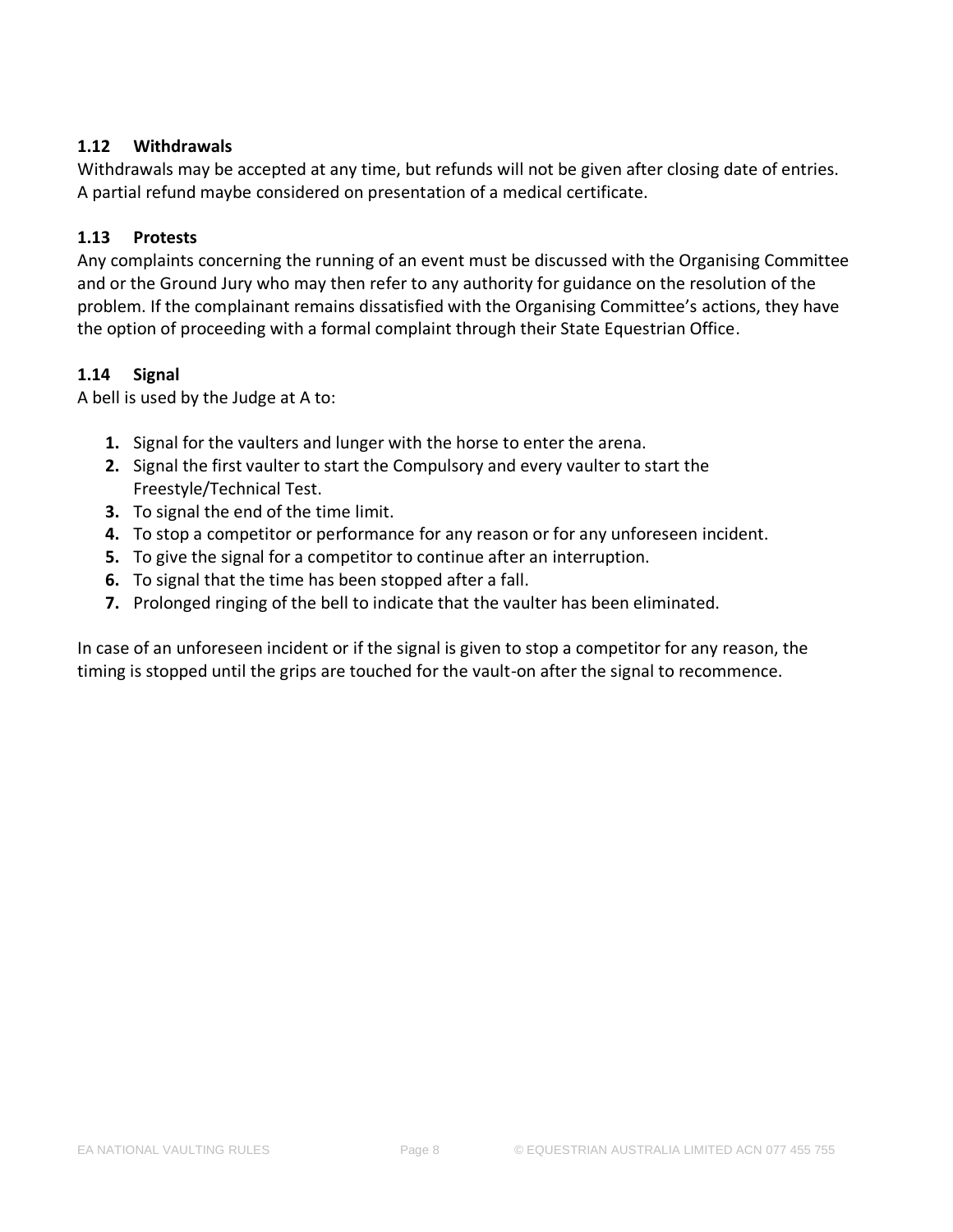### 1.12 Withdrawals

Withdrawals may be accepted at any time, but refunds will not be given after closing date of entries. A partial refund maybe considered on presentation of a medical certificate.

### 1.13 Protests

Any complaints concerning the running of an event must be discussed with the Organising Committee and or the Ground Jury who may then refer to any authority for guidance on the resolution of the problem. If the complainant remains dissatisfied with the Organising Committee's actions, they have the option of proceeding with a formal complaint through their State Equestrian Office.

### 1.14 Signal

A bell is used by the Judge at A to:

1. Signal for the vaulters and lunger with the horse to enter the arena.
2. Signal the first vaulter to start the Compulsory and every vaulter to start the Freestyle/Technical Test.
3. To signal the end of the time limit.
4. To stop a competitor or performance for any reason or for any unforeseen incident.
5. To give the signal for a competitor to continue after an interruption.
6. To signal that the time has been stopped after a fall.
7. Prolonged ringing of the bell to indicate that the vaulter has been eliminated.

In case of an unforeseen incident or if the signal is given to stop a competitor for any reason, the timing is stopped until the grips are touched for the vault-on after the signal to recommence.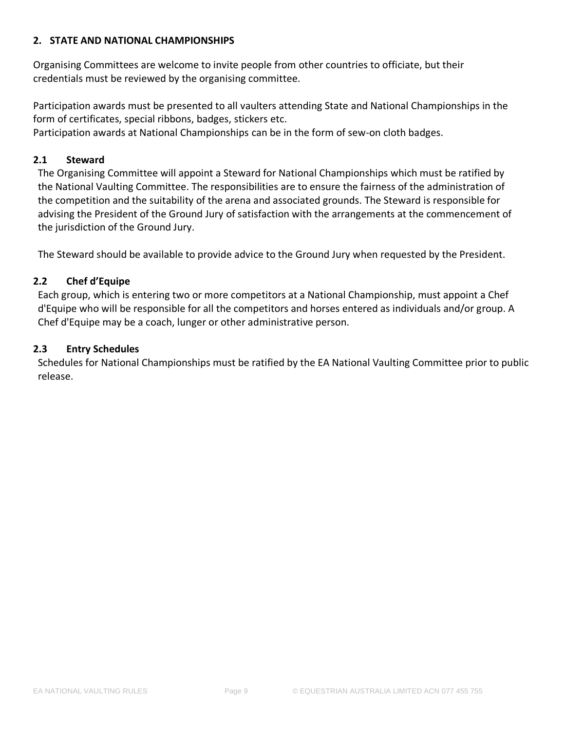## 2. STATE AND NATIONAL CHAMPIONSHIPS

Organising Committees are welcome to invite people from other countries to officiate, but their credentials must be reviewed by the organising committee.

Participation awards must be presented to all vaulters attending State and National Championships in the form of certificates, special ribbons, badges, stickers etc.
Participation awards at National Championships can be in the form of sew-on cloth badges.

### 2.1 Steward

The Organising Committee will appoint a Steward for National Championships which must be ratified by the National Vaulting Committee. The responsibilities are to ensure the fairness of the administration of the competition and the suitability of the arena and associated grounds. The Steward is responsible for advising the President of the Ground Jury of satisfaction with the arrangements at the commencement of the jurisdiction of the Ground Jury.

The Steward should be available to provide advice to the Ground Jury when requested by the President.

### 2.2 Chef d'Equipe

Each group, which is entering two or more competitors at a National Championship, must appoint a Chef d'Equipe who will be responsible for all the competitors and horses entered as individuals and/or group. A Chef d'Equipe may be a coach, lunger or other administrative person.

### 2.3 Entry Schedules

Schedules for National Championships must be ratified by the EA National Vaulting Committee prior to public release.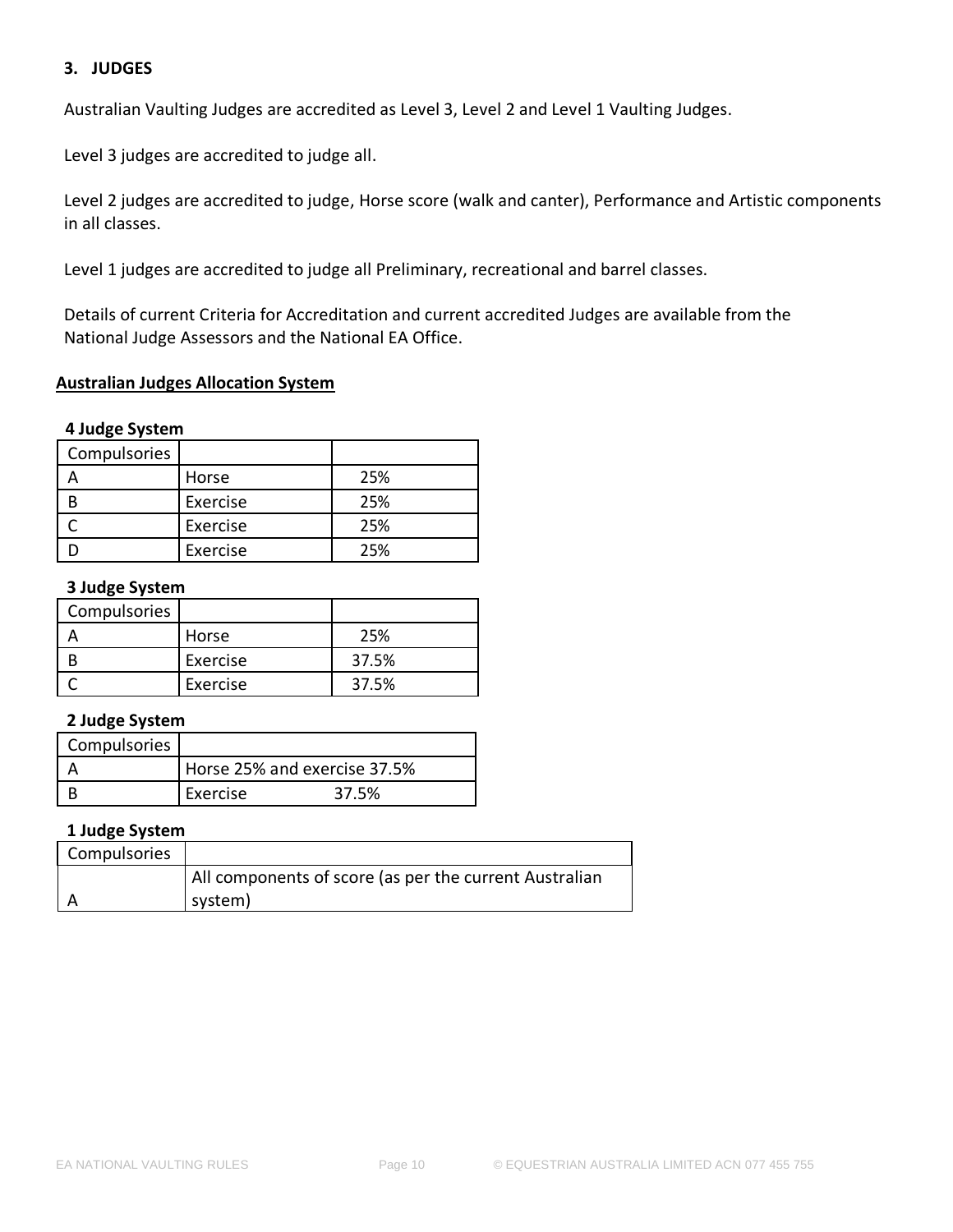## 3. JUDGES

Australian Vaulting Judges are accredited as Level 3, Level 2 and Level 1 Vaulting Judges.

Level 3 judges are accredited to judge all.

Level 2 judges are accredited to judge, Horse score (walk and canter), Performance and Artistic components in all classes.

Level 1 judges are accredited to judge all Preliminary, recreational and barrel classes.

Details of current Criteria for Accreditation and current accredited Judges are available from the National Judge Assessors and the National EA Office.

**Australian Judges Allocation System**

**4 Judge System**

| Compulsories | | |
|---|---|---|
| A | Horse | 25% |
| B | Exercise | 25% |
| C | Exercise | 25% |
| D | Exercise | 25% |

**3 Judge System**

| Compulsories | | |
|---|---|---|
| A | Horse | 25% |
| B | Exercise | 37.5% |
| C | Exercise | 37.5% |

**2 Judge System**

| Compulsories | |
|---|---|
| A | Horse 25% and exercise 37.5% |
| B | Exercise 37.5% |

**1 Judge System**

| Compulsories | |
|---|---|
| A | All components of score (as per the current Australian system) |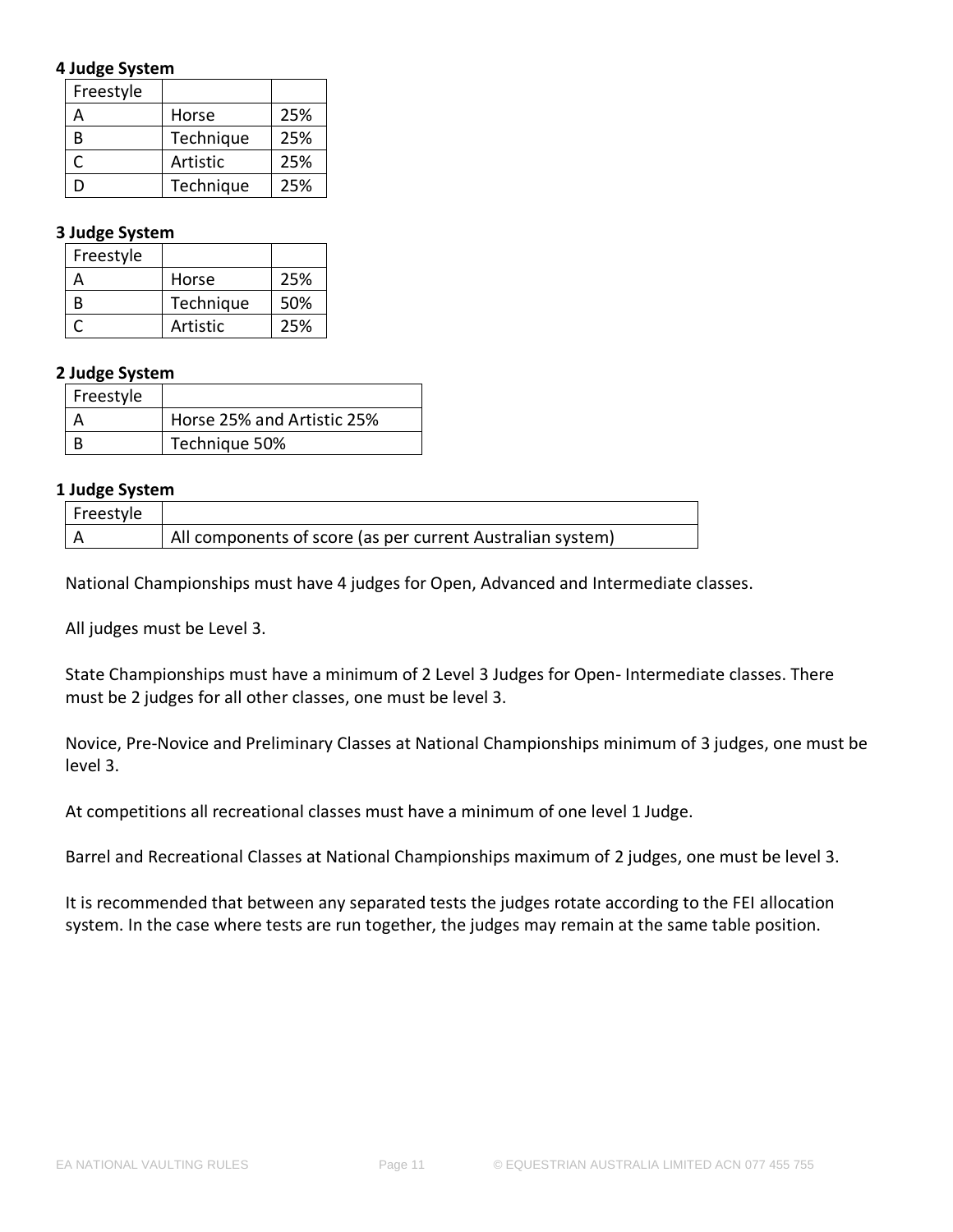**4 Judge System**

| Freestyle | | |
|---|---|---|
| A | Horse | 25% |
| B | Technique | 25% |
| C | Artistic | 25% |
| D | Technique | 25% |

**3 Judge System**

| Freestyle | | |
|---|---|---|
| A | Horse | 25% |
| B | Technique | 50% |
| C | Artistic | 25% |

**2 Judge System**

| Freestyle | |
|---|---|
| A | Horse 25% and Artistic 25% |
| B | Technique 50% |

**1 Judge System**

| Freestyle | |
|---|---|
| A | All components of score (as per current Australian system) |

National Championships must have 4 judges for Open, Advanced and Intermediate classes.

All judges must be Level 3.

State Championships must have a minimum of 2 Level 3 Judges for Open- Intermediate classes. There must be 2 judges for all other classes, one must be level 3.

Novice, Pre-Novice and Preliminary Classes at National Championships minimum of 3 judges, one must be level 3.

At competitions all recreational classes must have a minimum of one level 1 Judge.

Barrel and Recreational Classes at National Championships maximum of 2 judges, one must be level 3.

It is recommended that between any separated tests the judges rotate according to the FEI allocation system. In the case where tests are run together, the judges may remain at the same table position.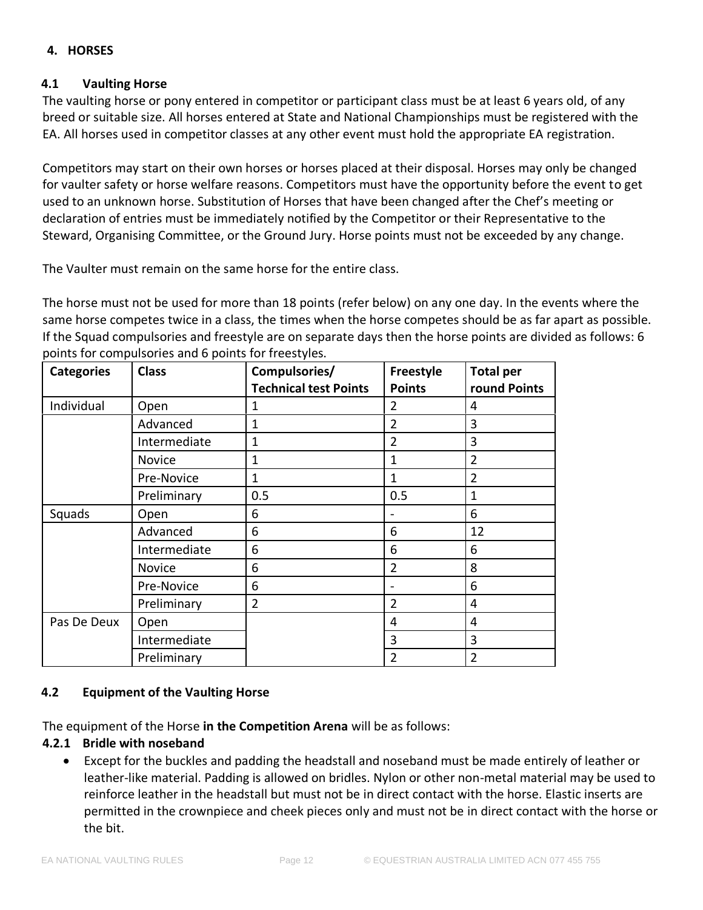## 4. HORSES

### 4.1 Vaulting Horse

The vaulting horse or pony entered in competitor or participant class must be at least 6 years old, of any breed or suitable size. All horses entered at State and National Championships must be registered with the EA. All horses used in competitor classes at any other event must hold the appropriate EA registration.

Competitors may start on their own horses or horses placed at their disposal. Horses may only be changed for vaulter safety or horse welfare reasons. Competitors must have the opportunity before the event to get used to an unknown horse. Substitution of Horses that have been changed after the Chef's meeting or declaration of entries must be immediately notified by the Competitor or their Representative to the Steward, Organising Committee, or the Ground Jury. Horse points must not be exceeded by any change.

The Vaulter must remain on the same horse for the entire class.

The horse must not be used for more than 18 points (refer below) on any one day. In the events where the same horse competes twice in a class, the times when the horse competes should be as far apart as possible. If the Squad compulsories and freestyle are on separate days then the horse points are divided as follows: 6 points for compulsories and 6 points for freestyles.

| Categories | Class | Compulsories/ Technical test Points | Freestyle Points | Total per round Points |
|---|---|---|---|---|
| Individual | Open | 1 | 2 | 4 |
| | Advanced | 1 | 2 | 3 |
| | Intermediate | 1 | 2 | 3 |
| | Novice | 1 | 1 | 2 |
| | Pre-Novice | 1 | 1 | 2 |
| | Preliminary | 0.5 | 0.5 | 1 |
| Squads | Open | 6 | - | 6 |
| | Advanced | 6 | 6 | 12 |
| | Intermediate | 6 | 6 | 6 |
| | Novice | 6 | 2 | 8 |
| | Pre-Novice | 6 | - | 6 |
| | Preliminary | 2 | 2 | 4 |
| Pas De Deux | Open | | 4 | 4 |
| | Intermediate | | 3 | 3 |
| | Preliminary | | 2 | 2 |

### 4.2 Equipment of the Vaulting Horse

The equipment of the Horse **in the Competition Arena** will be as follows:

#### 4.2.1 Bridle with noseband

- Except for the buckles and padding the headstall and noseband must be made entirely of leather or leather-like material. Padding is allowed on bridles. Nylon or other non-metal material may be used to reinforce leather in the headstall but must not be in direct contact with the horse. Elastic inserts are permitted in the crownpiece and cheek pieces only and must not be in direct contact with the horse or the bit.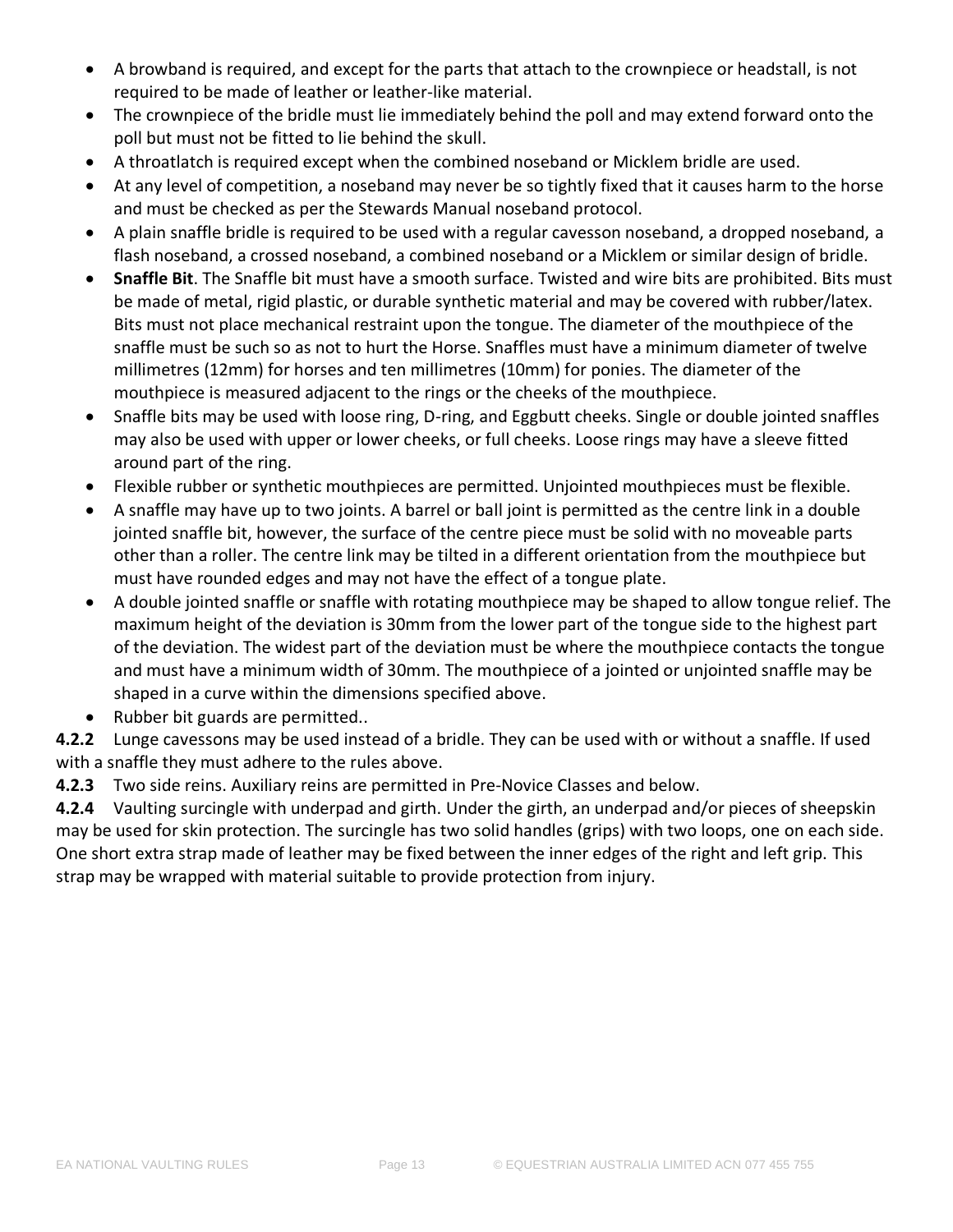- A browband is required, and except for the parts that attach to the crownpiece or headstall, is not required to be made of leather or leather-like material.
- The crownpiece of the bridle must lie immediately behind the poll and may extend forward onto the poll but must not be fitted to lie behind the skull.
- A throatlatch is required except when the combined noseband or Micklem bridle are used.
- At any level of competition, a noseband may never be so tightly fixed that it causes harm to the horse and must be checked as per the Stewards Manual noseband protocol.
- A plain snaffle bridle is required to be used with a regular cavesson noseband, a dropped noseband, a flash noseband, a crossed noseband, a combined noseband or a Micklem or similar design of bridle.
- **Snaffle Bit**. The Snaffle bit must have a smooth surface. Twisted and wire bits are prohibited. Bits must be made of metal, rigid plastic, or durable synthetic material and may be covered with rubber/latex. Bits must not place mechanical restraint upon the tongue. The diameter of the mouthpiece of the snaffle must be such so as not to hurt the Horse. Snaffles must have a minimum diameter of twelve millimetres (12mm) for horses and ten millimetres (10mm) for ponies. The diameter of the mouthpiece is measured adjacent to the rings or the cheeks of the mouthpiece.
- Snaffle bits may be used with loose ring, D-ring, and Eggbutt cheeks. Single or double jointed snaffles may also be used with upper or lower cheeks, or full cheeks. Loose rings may have a sleeve fitted around part of the ring.
- Flexible rubber or synthetic mouthpieces are permitted. Unjointed mouthpieces must be flexible.
- A snaffle may have up to two joints. A barrel or ball joint is permitted as the centre link in a double jointed snaffle bit, however, the surface of the centre piece must be solid with no moveable parts other than a roller. The centre link may be tilted in a different orientation from the mouthpiece but must have rounded edges and may not have the effect of a tongue plate.
- A double jointed snaffle or snaffle with rotating mouthpiece may be shaped to allow tongue relief. The maximum height of the deviation is 30mm from the lower part of the tongue side to the highest part of the deviation. The widest part of the deviation must be where the mouthpiece contacts the tongue and must have a minimum width of 30mm. The mouthpiece of a jointed or unjointed snaffle may be shaped in a curve within the dimensions specified above.
- Rubber bit guards are permitted..

**4.2.2** Lunge cavessons may be used instead of a bridle. They can be used with or without a snaffle. If used with a snaffle they must adhere to the rules above.

**4.2.3** Two side reins. Auxiliary reins are permitted in Pre-Novice Classes and below.

**4.2.4** Vaulting surcingle with underpad and girth. Under the girth, an underpad and/or pieces of sheepskin may be used for skin protection. The surcingle has two solid handles (grips) with two loops, one on each side. One short extra strap made of leather may be fixed between the inner edges of the right and left grip. This strap may be wrapped with material suitable to provide protection from injury.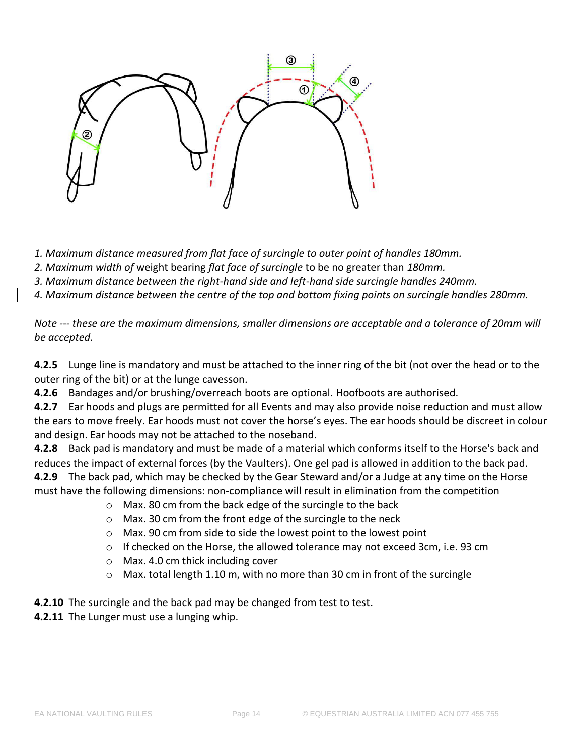1. *Maximum distance measured from flat face of surcingle to outer point of handles 180mm.*
2. *Maximum width of* weight bearing *flat face of surcingle* to be no greater than *180mm.*
3. *Maximum distance between the right-hand side and left-hand side surcingle handles 240mm.*
4. *Maximum distance between the centre of the top and bottom fixing points on surcingle handles 280mm.*

*Note --- these are the maximum dimensions, smaller dimensions are acceptable and a tolerance of 20mm will be accepted.*

**4.2.5** Lunge line is mandatory and must be attached to the inner ring of the bit (not over the head or to the outer ring of the bit) or at the lunge cavesson.

**4.2.6** Bandages and/or brushing/overreach boots are optional. Hoofboots are authorised.

**4.2.7** Ear hoods and plugs are permitted for all Events and may also provide noise reduction and must allow the ears to move freely. Ear hoods must not cover the horse's eyes. The ear hoods should be discreet in colour and design. Ear hoods may not be attached to the noseband.

**4.2.8** Back pad is mandatory and must be made of a material which conforms itself to the Horse's back and reduces the impact of external forces (by the Vaulters). One gel pad is allowed in addition to the back pad.

**4.2.9** The back pad, which may be checked by the Gear Steward and/or a Judge at any time on the Horse must have the following dimensions: non-compliance will result in elimination from the competition

- Max. 80 cm from the back edge of the surcingle to the back
- Max. 30 cm from the front edge of the surcingle to the neck
- Max. 90 cm from side to side the lowest point to the lowest point
- If checked on the Horse, the allowed tolerance may not exceed 3cm, i.e. 93 cm
- Max. 4.0 cm thick including cover
- Max. total length 1.10 m, with no more than 30 cm in front of the surcingle

**4.2.10** The surcingle and the back pad may be changed from test to test.

**4.2.11** The Lunger must use a lunging whip.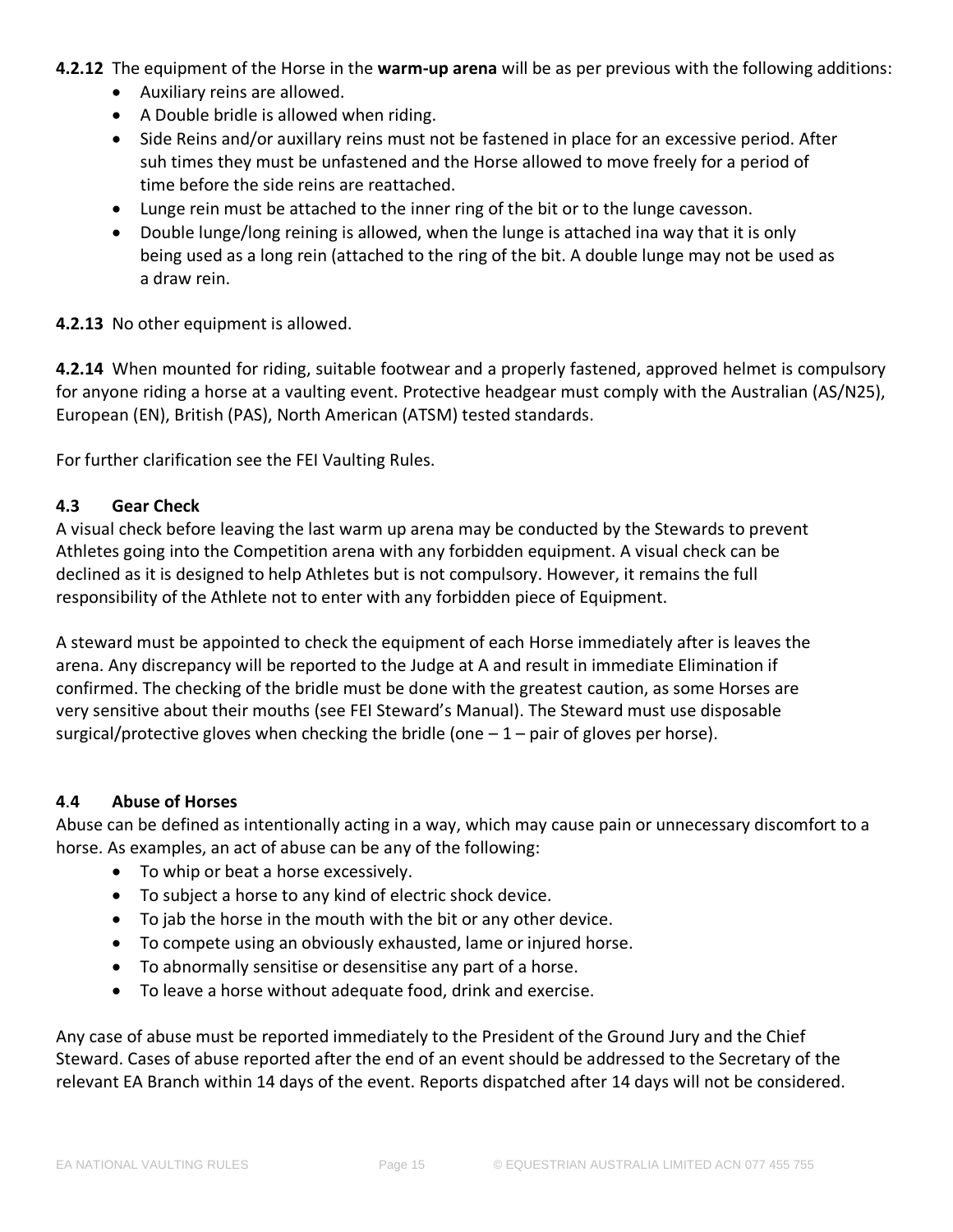**4.2.12** The equipment of the Horse in the **warm-up arena** will be as per previous with the following additions:

- Auxiliary reins are allowed.
- A Double bridle is allowed when riding.
- Side Reins and/or auxillary reins must not be fastened in place for an excessive period. After suh times they must be unfastened and the Horse allowed to move freely for a period of time before the side reins are reattached.
- Lunge rein must be attached to the inner ring of the bit or to the lunge cavesson.
- Double lunge/long reining is allowed, when the lunge is attached ina way that it is only being used as a long rein (attached to the ring of the bit. A double lunge may not be used as a draw rein.

**4.2.13** No other equipment is allowed.

**4.2.14** When mounted for riding, suitable footwear and a properly fastened, approved helmet is compulsory for anyone riding a horse at a vaulting event. Protective headgear must comply with the Australian (AS/N25), European (EN), British (PAS), North American (ATSM) tested standards.

For further clarification see the FEI Vaulting Rules.

## 4.3 Gear Check

A visual check before leaving the last warm up arena may be conducted by the Stewards to prevent Athletes going into the Competition arena with any forbidden equipment. A visual check can be declined as it is designed to help Athletes but is not compulsory. However, it remains the full responsibility of the Athlete not to enter with any forbidden piece of Equipment.

A steward must be appointed to check the equipment of each Horse immediately after is leaves the arena. Any discrepancy will be reported to the Judge at A and result in immediate Elimination if confirmed. The checking of the bridle must be done with the greatest caution, as some Horses are very sensitive about their mouths (see FEI Steward's Manual). The Steward must use disposable surgical/protective gloves when checking the bridle (one – 1 – pair of gloves per horse).

## 4.4 Abuse of Horses

Abuse can be defined as intentionally acting in a way, which may cause pain or unnecessary discomfort to a horse. As examples, an act of abuse can be any of the following:

- To whip or beat a horse excessively.
- To subject a horse to any kind of electric shock device.
- To jab the horse in the mouth with the bit or any other device.
- To compete using an obviously exhausted, lame or injured horse.
- To abnormally sensitise or desensitise any part of a horse.
- To leave a horse without adequate food, drink and exercise.

Any case of abuse must be reported immediately to the President of the Ground Jury and the Chief Steward. Cases of abuse reported after the end of an event should be addressed to the Secretary of the relevant EA Branch within 14 days of the event. Reports dispatched after 14 days will not be considered.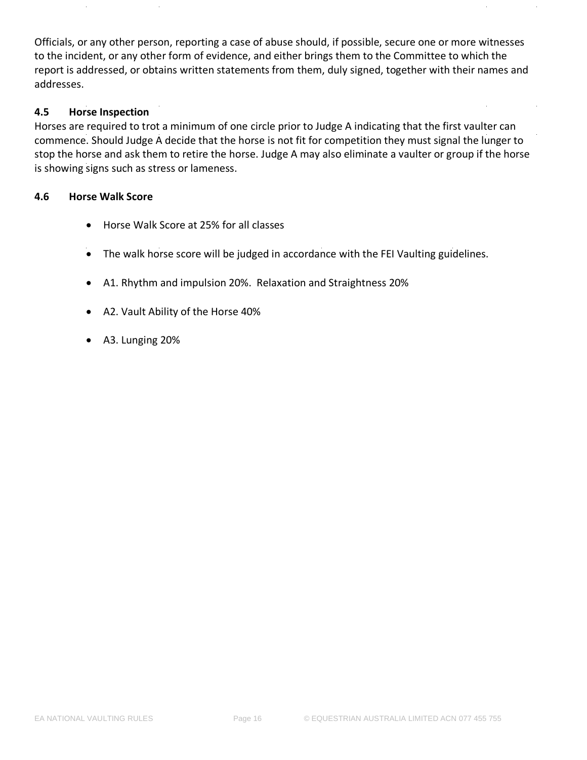Officials, or any other person, reporting a case of abuse should, if possible, secure one or more witnesses to the incident, or any other form of evidence, and either brings them to the Committee to which the report is addressed, or obtains written statements from them, duly signed, together with their names and addresses.

### 4.5 Horse Inspection

Horses are required to trot a minimum of one circle prior to Judge A indicating that the first vaulter can commence. Should Judge A decide that the horse is not fit for competition they must signal the lunger to stop the horse and ask them to retire the horse. Judge A may also eliminate a vaulter or group if the horse is showing signs such as stress or lameness.

### 4.6 Horse Walk Score

- Horse Walk Score at 25% for all classes
- The walk horse score will be judged in accordance with the FEI Vaulting guidelines.
- A1. Rhythm and impulsion 20%. Relaxation and Straightness 20%
- A2. Vault Ability of the Horse 40%
- A3. Lunging 20%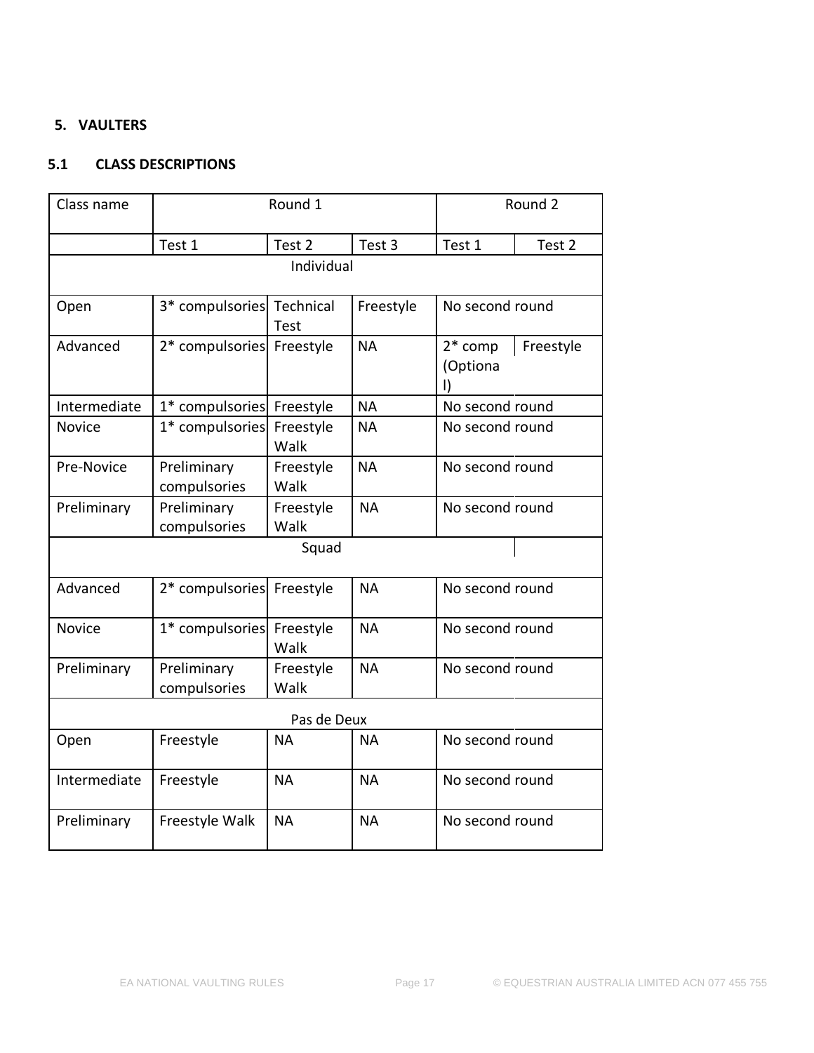## 5. VAULTERS

### 5.1 CLASS DESCRIPTIONS

| Class name | Round 1 | | | Round 2 | |
|---|---|---|---|---|---|
| | Test 1 | Test 2 | Test 3 | Test 1 | Test 2 |
| Individual | | | | | |
| Open | 3* compulsories | Technical Test | Freestyle | No second round | |
| Advanced | 2* compulsories | Freestyle | NA | 2* comp (Optional) | Freestyle |
| Intermediate | 1* compulsories | Freestyle | NA | No second round | |
| Novice | 1* compulsories | Freestyle Walk | NA | No second round | |
| Pre-Novice | Preliminary compulsories | Freestyle Walk | NA | No second round | |
| Preliminary | Preliminary compulsories | Freestyle Walk | NA | No second round | |
| Squad | | | | | |
| Advanced | 2* compulsories | Freestyle | NA | No second round | |
| Novice | 1* compulsories | Freestyle Walk | NA | No second round | |
| Preliminary | Preliminary compulsories | Freestyle Walk | NA | No second round | |
| Pas de Deux | | | | | |
| Open | Freestyle | NA | NA | No second round | |
| Intermediate | Freestyle | NA | NA | No second round | |
| Preliminary | Freestyle Walk | NA | NA | No second round | |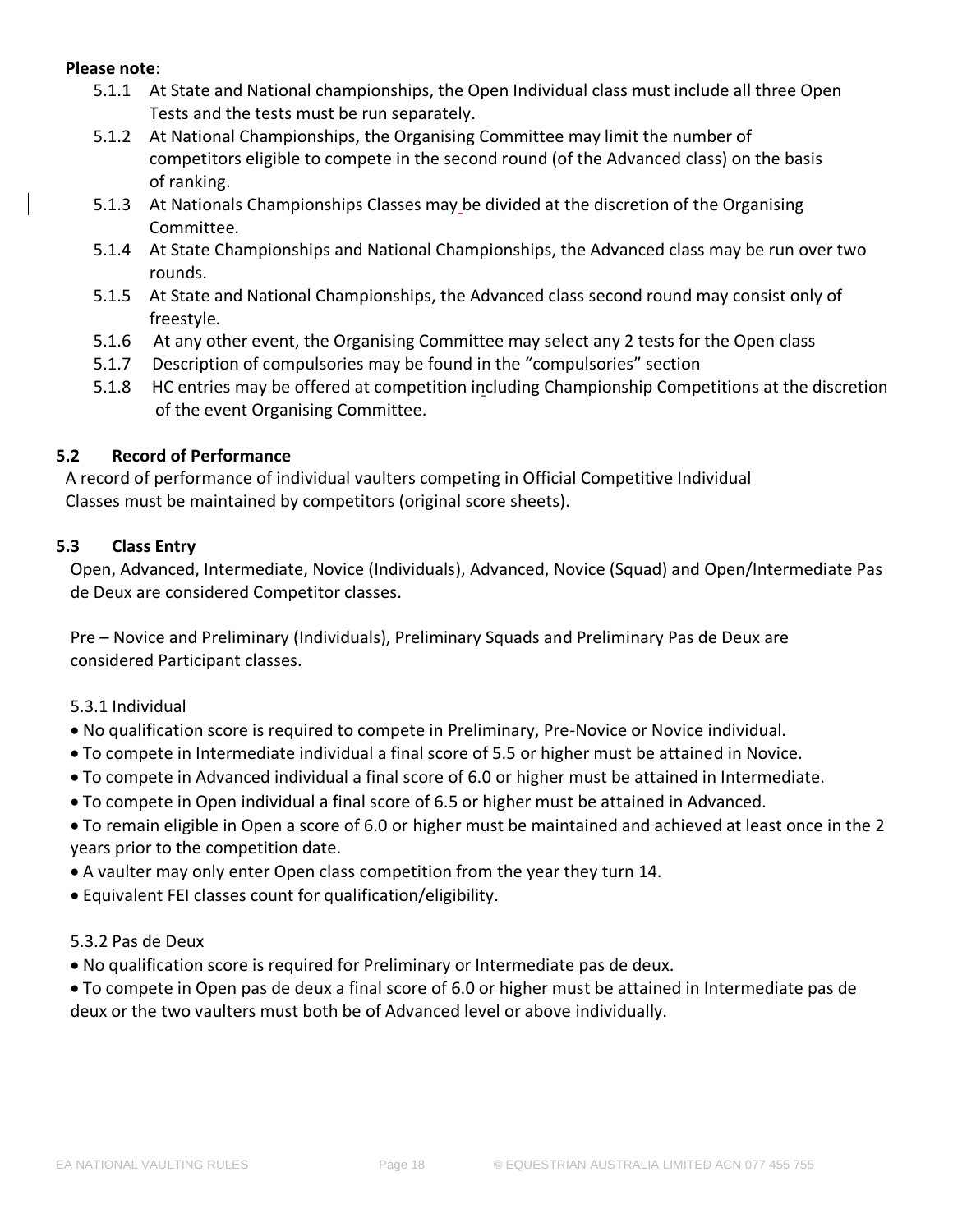**Please note**:

- 5.1.1 At State and National championships, the Open Individual class must include all three Open Tests and the tests must be run separately.
- 5.1.2 At National Championships, the Organising Committee may limit the number of competitors eligible to compete in the second round (of the Advanced class) on the basis of ranking.
- 5.1.3 At Nationals Championships Classes may be divided at the discretion of the Organising Committee.
- 5.1.4 At State Championships and National Championships, the Advanced class may be run over two rounds.
- 5.1.5 At State and National Championships, the Advanced class second round may consist only of freestyle.
- 5.1.6 At any other event, the Organising Committee may select any 2 tests for the Open class
- 5.1.7 Description of compulsories may be found in the "compulsories" section
- 5.1.8 HC entries may be offered at competition including Championship Competitions at the discretion of the event Organising Committee.

## 5.2 Record of Performance

A record of performance of individual vaulters competing in Official Competitive Individual Classes must be maintained by competitors (original score sheets).

## 5.3 Class Entry

Open, Advanced, Intermediate, Novice (Individuals), Advanced, Novice (Squad) and Open/Intermediate Pas de Deux are considered Competitor classes.

Pre – Novice and Preliminary (Individuals), Preliminary Squads and Preliminary Pas de Deux are considered Participant classes.

5.3.1 Individual

- No qualification score is required to compete in Preliminary, Pre-Novice or Novice individual.
- To compete in Intermediate individual a final score of 5.5 or higher must be attained in Novice.
- To compete in Advanced individual a final score of 6.0 or higher must be attained in Intermediate.
- To compete in Open individual a final score of 6.5 or higher must be attained in Advanced.
- To remain eligible in Open a score of 6.0 or higher must be maintained and achieved at least once in the 2 years prior to the competition date.
- A vaulter may only enter Open class competition from the year they turn 14.
- Equivalent FEI classes count for qualification/eligibility.

5.3.2 Pas de Deux

- No qualification score is required for Preliminary or Intermediate pas de deux.
- To compete in Open pas de deux a final score of 6.0 or higher must be attained in Intermediate pas de deux or the two vaulters must both be of Advanced level or above individually.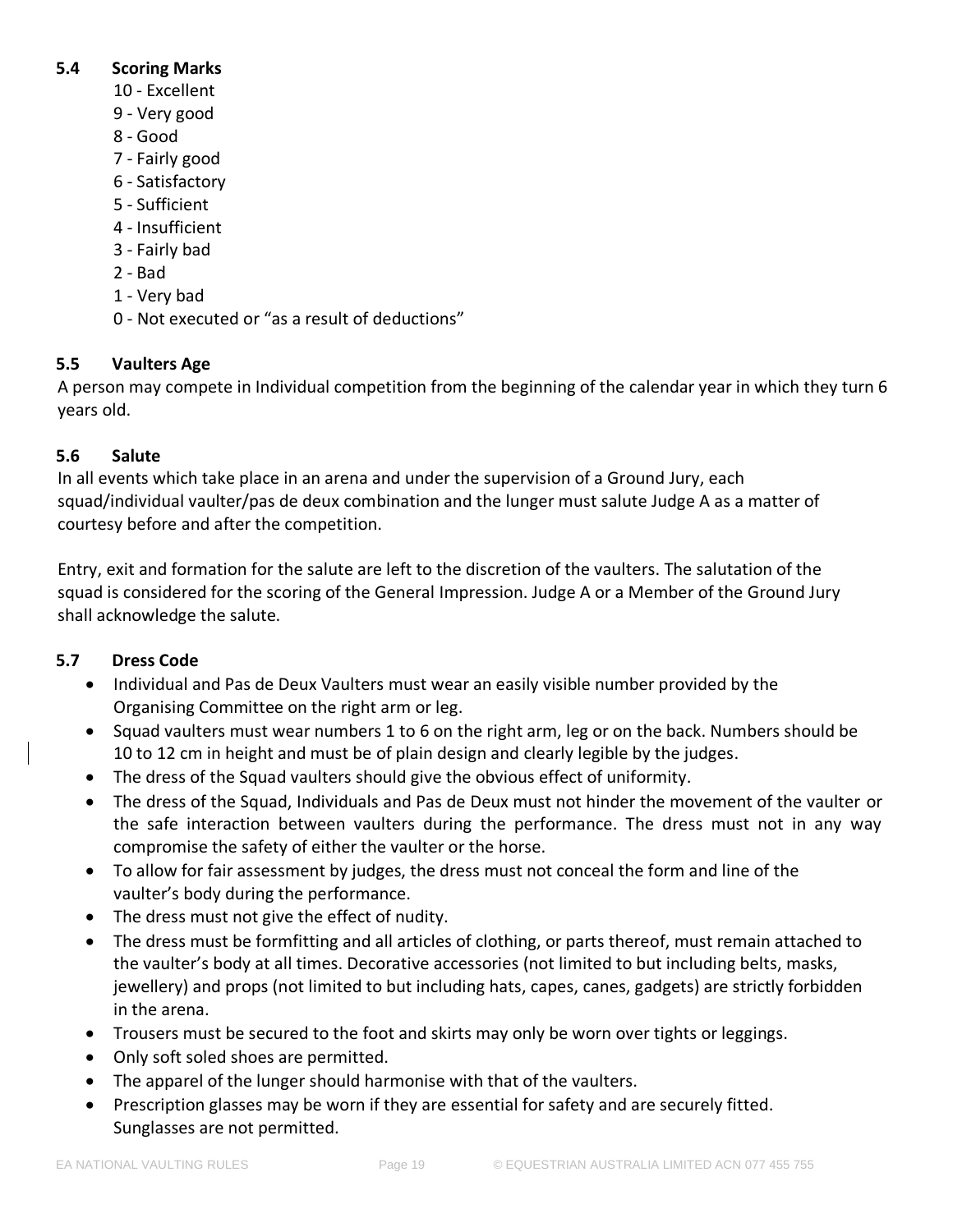## 5.4 Scoring Marks

10 - Excellent
9 - Very good
8 - Good
7 - Fairly good
6 - Satisfactory
5 - Sufficient
4 - Insufficient
3 - Fairly bad
2 - Bad
1 - Very bad
0 - Not executed or "as a result of deductions"

## 5.5 Vaulters Age

A person may compete in Individual competition from the beginning of the calendar year in which they turn 6 years old.

## 5.6 Salute

In all events which take place in an arena and under the supervision of a Ground Jury, each squad/individual vaulter/pas de deux combination and the lunger must salute Judge A as a matter of courtesy before and after the competition.

Entry, exit and formation for the salute are left to the discretion of the vaulters. The salutation of the squad is considered for the scoring of the General Impression. Judge A or a Member of the Ground Jury shall acknowledge the salute.

## 5.7 Dress Code

- Individual and Pas de Deux Vaulters must wear an easily visible number provided by the Organising Committee on the right arm or leg.
- Squad vaulters must wear numbers 1 to 6 on the right arm, leg or on the back. Numbers should be 10 to 12 cm in height and must be of plain design and clearly legible by the judges.
- The dress of the Squad vaulters should give the obvious effect of uniformity.
- The dress of the Squad, Individuals and Pas de Deux must not hinder the movement of the vaulter or the safe interaction between vaulters during the performance. The dress must not in any way compromise the safety of either the vaulter or the horse.
- To allow for fair assessment by judges, the dress must not conceal the form and line of the vaulter's body during the performance.
- The dress must not give the effect of nudity.
- The dress must be formfitting and all articles of clothing, or parts thereof, must remain attached to the vaulter's body at all times. Decorative accessories (not limited to but including belts, masks, jewellery) and props (not limited to but including hats, capes, canes, gadgets) are strictly forbidden in the arena.
- Trousers must be secured to the foot and skirts may only be worn over tights or leggings.
- Only soft soled shoes are permitted.
- The apparel of the lunger should harmonise with that of the vaulters.
- Prescription glasses may be worn if they are essential for safety and are securely fitted. Sunglasses are not permitted.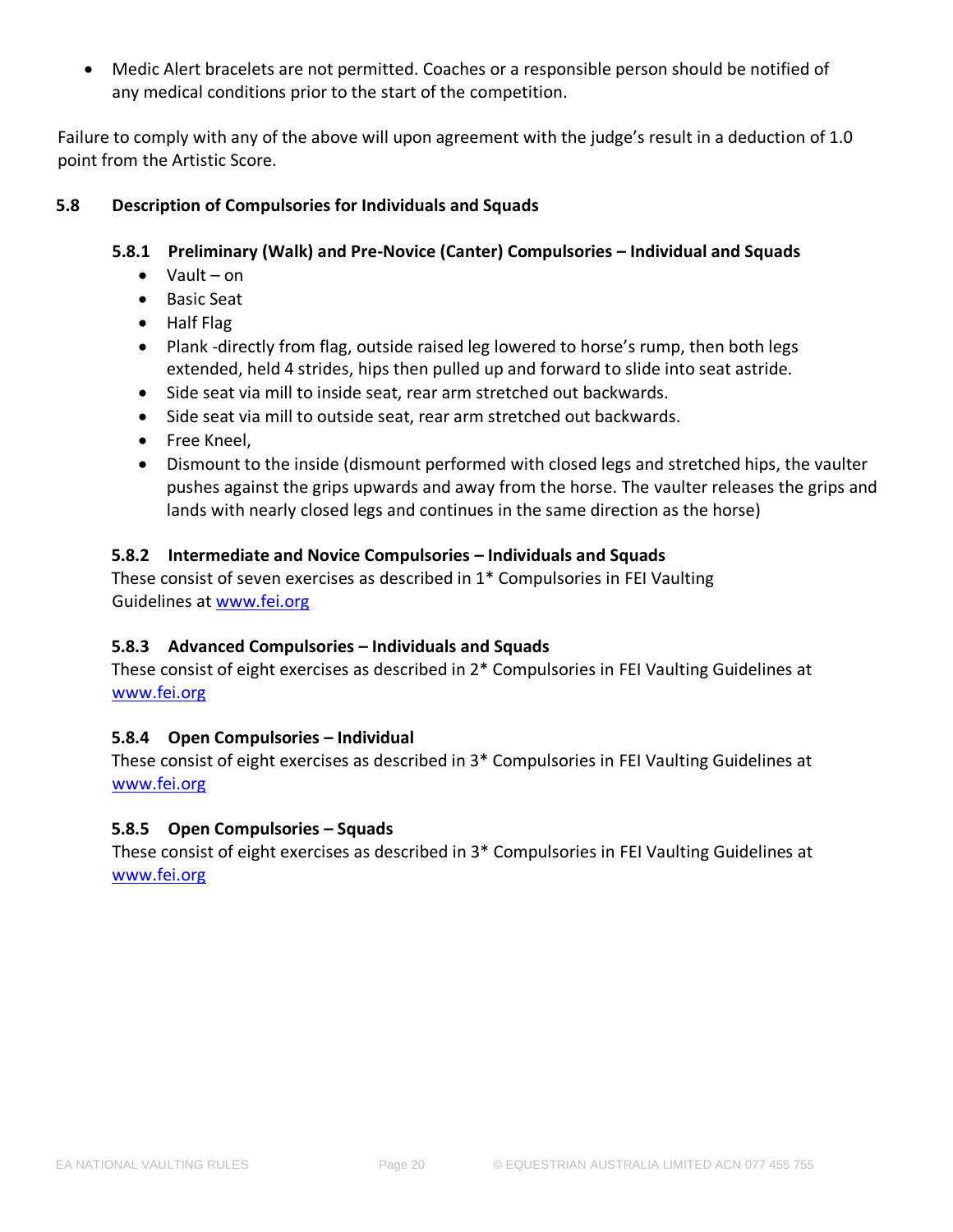- Medic Alert bracelets are not permitted. Coaches or a responsible person should be notified of any medical conditions prior to the start of the competition.

Failure to comply with any of the above will upon agreement with the judge's result in a deduction of 1.0 point from the Artistic Score.

## 5.8 Description of Compulsories for Individuals and Squads

### 5.8.1 Preliminary (Walk) and Pre-Novice (Canter) Compulsories – Individual and Squads

- Vault – on
- Basic Seat
- Half Flag
- Plank -directly from flag, outside raised leg lowered to horse's rump, then both legs extended, held 4 strides, hips then pulled up and forward to slide into seat astride.
- Side seat via mill to inside seat, rear arm stretched out backwards.
- Side seat via mill to outside seat, rear arm stretched out backwards.
- Free Kneel,
- Dismount to the inside (dismount performed with closed legs and stretched hips, the vaulter pushes against the grips upwards and away from the horse. The vaulter releases the grips and lands with nearly closed legs and continues in the same direction as the horse)

### 5.8.2 Intermediate and Novice Compulsories – Individuals and Squads

These consist of seven exercises as described in 1* Compulsories in FEI Vaulting Guidelines at [www.fei.org](http://www.fei.org)

### 5.8.3 Advanced Compulsories – Individuals and Squads

These consist of eight exercises as described in 2* Compulsories in FEI Vaulting Guidelines at [www.fei.org](http://www.fei.org)

### 5.8.4 Open Compulsories – Individual

These consist of eight exercises as described in 3* Compulsories in FEI Vaulting Guidelines at [www.fei.org](http://www.fei.org)

### 5.8.5 Open Compulsories – Squads

These consist of eight exercises as described in 3* Compulsories in FEI Vaulting Guidelines at [www.fei.org](http://www.fei.org)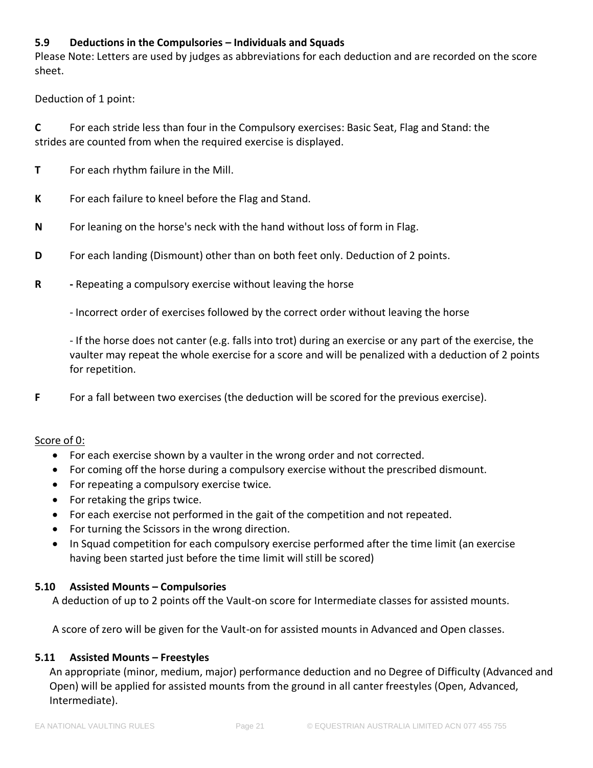### 5.9 Deductions in the Compulsories – Individuals and Squads

Please Note: Letters are used by judges as abbreviations for each deduction and are recorded on the score sheet.

Deduction of 1 point:

**C** For each stride less than four in the Compulsory exercises: Basic Seat, Flag and Stand: the strides are counted from when the required exercise is displayed.

**T** For each rhythm failure in the Mill.

**K** For each failure to kneel before the Flag and Stand.

**N** For leaning on the horse's neck with the hand without loss of form in Flag.

**D** For each landing (Dismount) other than on both feet only. Deduction of 2 points.

**R** **-** Repeating a compulsory exercise without leaving the horse

- Incorrect order of exercises followed by the correct order without leaving the horse

- If the horse does not canter (e.g. falls into trot) during an exercise or any part of the exercise, the vaulter may repeat the whole exercise for a score and will be penalized with a deduction of 2 points for repetition.

**F** For a fall between two exercises (the deduction will be scored for the previous exercise).

Score of 0:

- For each exercise shown by a vaulter in the wrong order and not corrected.
- For coming off the horse during a compulsory exercise without the prescribed dismount.
- For repeating a compulsory exercise twice.
- For retaking the grips twice.
- For each exercise not performed in the gait of the competition and not repeated.
- For turning the Scissors in the wrong direction.
- In Squad competition for each compulsory exercise performed after the time limit (an exercise having been started just before the time limit will still be scored)

### 5.10 Assisted Mounts – Compulsories

A deduction of up to 2 points off the Vault-on score for Intermediate classes for assisted mounts.

A score of zero will be given for the Vault-on for assisted mounts in Advanced and Open classes.

### 5.11 Assisted Mounts – Freestyles

An appropriate (minor, medium, major) performance deduction and no Degree of Difficulty (Advanced and Open) will be applied for assisted mounts from the ground in all canter freestyles (Open, Advanced, Intermediate).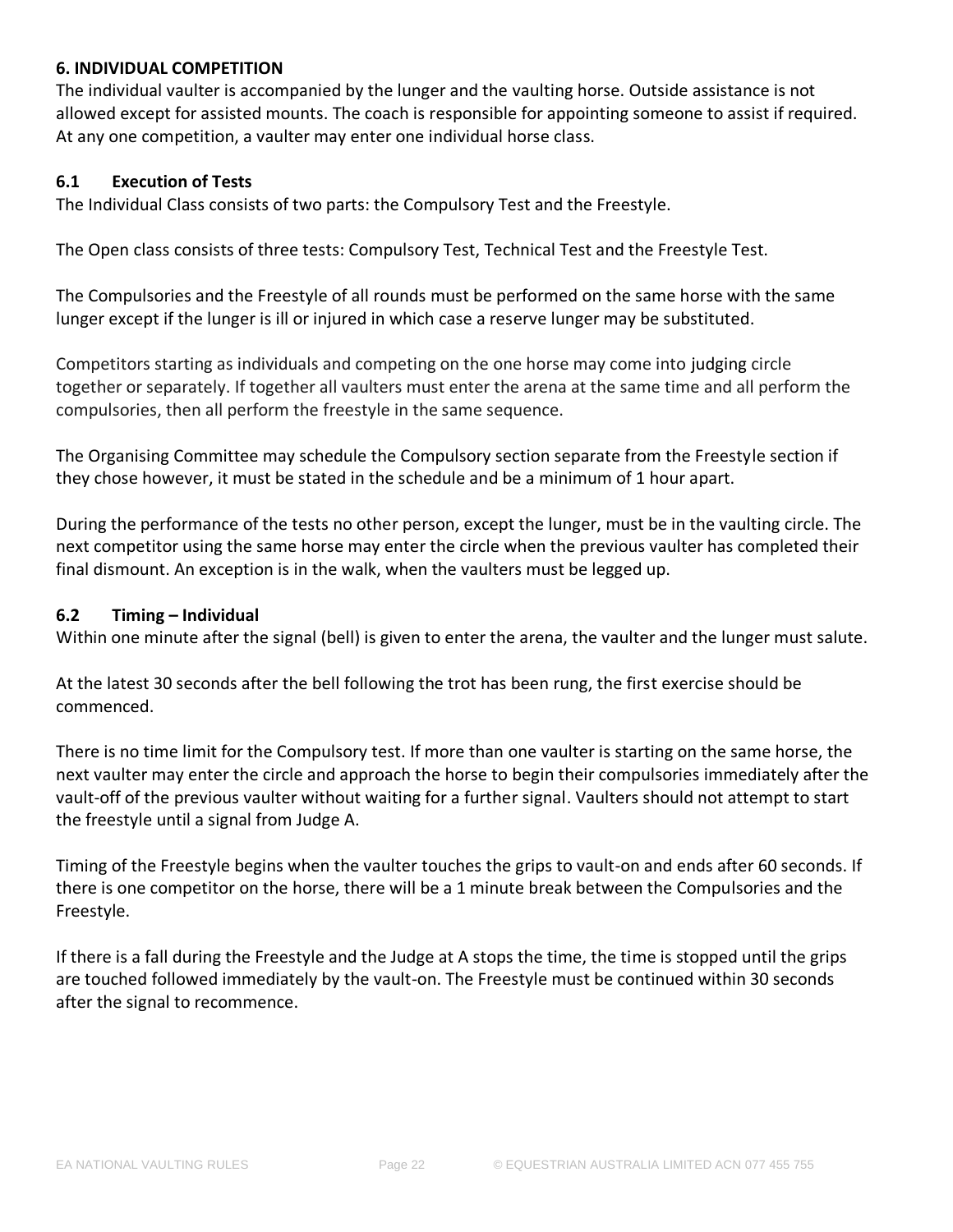## 6. INDIVIDUAL COMPETITION

The individual vaulter is accompanied by the lunger and the vaulting horse. Outside assistance is not allowed except for assisted mounts. The coach is responsible for appointing someone to assist if required. At any one competition, a vaulter may enter one individual horse class.

### 6.1 Execution of Tests

The Individual Class consists of two parts: the Compulsory Test and the Freestyle.

The Open class consists of three tests: Compulsory Test, Technical Test and the Freestyle Test.

The Compulsories and the Freestyle of all rounds must be performed on the same horse with the same lunger except if the lunger is ill or injured in which case a reserve lunger may be substituted.

Competitors starting as individuals and competing on the one horse may come into judging circle together or separately. If together all vaulters must enter the arena at the same time and all perform the compulsories, then all perform the freestyle in the same sequence.

The Organising Committee may schedule the Compulsory section separate from the Freestyle section if they chose however, it must be stated in the schedule and be a minimum of 1 hour apart.

During the performance of the tests no other person, except the lunger, must be in the vaulting circle. The next competitor using the same horse may enter the circle when the previous vaulter has completed their final dismount. An exception is in the walk, when the vaulters must be legged up.

### 6.2 Timing – Individual

Within one minute after the signal (bell) is given to enter the arena, the vaulter and the lunger must salute.

At the latest 30 seconds after the bell following the trot has been rung, the first exercise should be commenced.

There is no time limit for the Compulsory test. If more than one vaulter is starting on the same horse, the next vaulter may enter the circle and approach the horse to begin their compulsories immediately after the vault-off of the previous vaulter without waiting for a further signal. Vaulters should not attempt to start the freestyle until a signal from Judge A.

Timing of the Freestyle begins when the vaulter touches the grips to vault-on and ends after 60 seconds. If there is one competitor on the horse, there will be a 1 minute break between the Compulsories and the Freestyle.

If there is a fall during the Freestyle and the Judge at A stops the time, the time is stopped until the grips are touched followed immediately by the vault-on. The Freestyle must be continued within 30 seconds after the signal to recommence.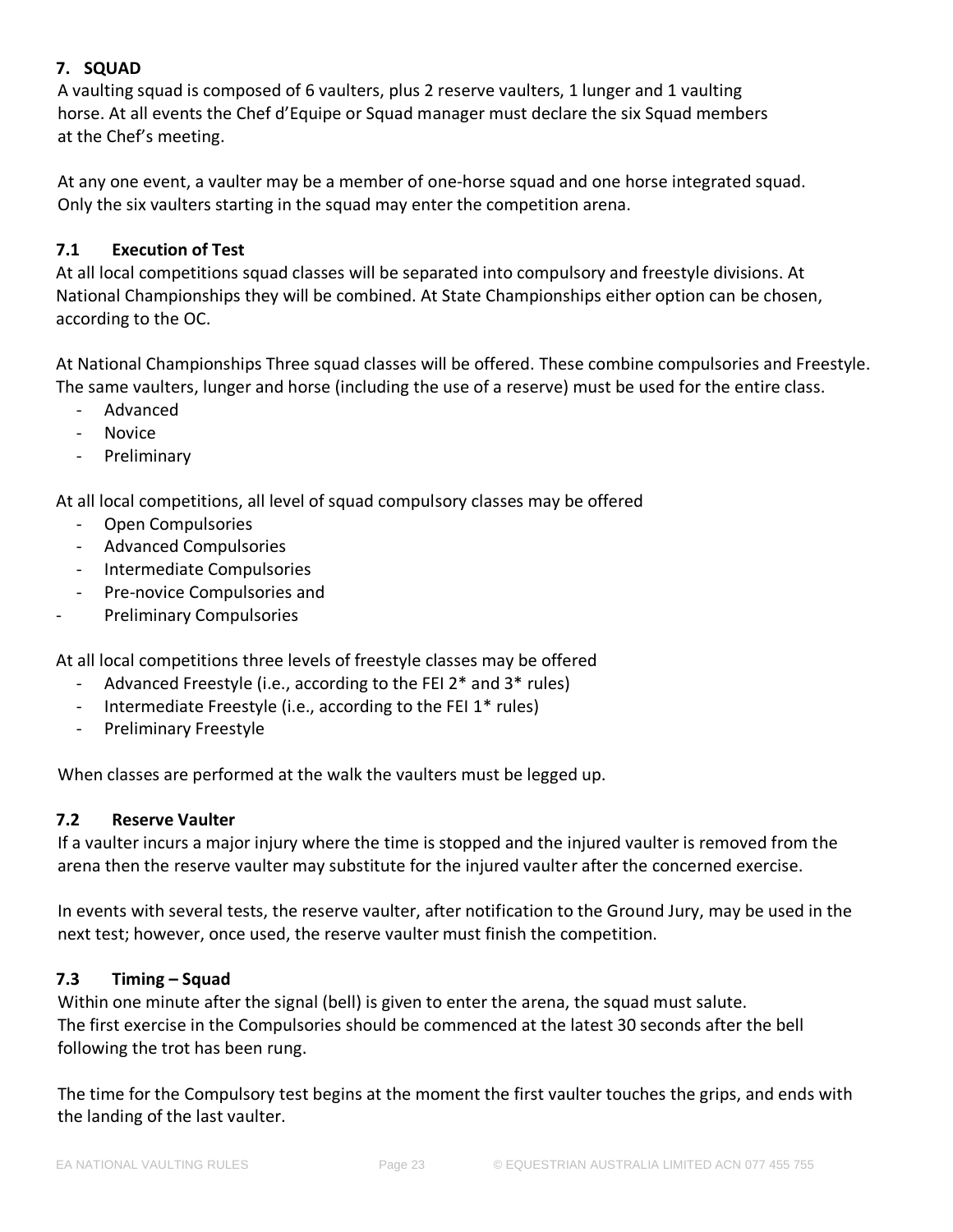## 7. SQUAD

A vaulting squad is composed of 6 vaulters, plus 2 reserve vaulters, 1 lunger and 1 vaulting horse. At all events the Chef d'Equipe or Squad manager must declare the six Squad members at the Chef's meeting.

At any one event, a vaulter may be a member of one-horse squad and one horse integrated squad. Only the six vaulters starting in the squad may enter the competition arena.

### 7.1 Execution of Test

At all local competitions squad classes will be separated into compulsory and freestyle divisions. At National Championships they will be combined. At State Championships either option can be chosen, according to the OC.

At National Championships Three squad classes will be offered. These combine compulsories and Freestyle. The same vaulters, lunger and horse (including the use of a reserve) must be used for the entire class.

- Advanced
- Novice
- Preliminary

At all local competitions, all level of squad compulsory classes may be offered

- Open Compulsories
- Advanced Compulsories
- Intermediate Compulsories
- Pre-novice Compulsories and
- Preliminary Compulsories

At all local competitions three levels of freestyle classes may be offered

- Advanced Freestyle (i.e., according to the FEI 2* and 3* rules)
- Intermediate Freestyle (i.e., according to the FEI 1* rules)
- Preliminary Freestyle

When classes are performed at the walk the vaulters must be legged up.

### 7.2 Reserve Vaulter

If a vaulter incurs a major injury where the time is stopped and the injured vaulter is removed from the arena then the reserve vaulter may substitute for the injured vaulter after the concerned exercise.

In events with several tests, the reserve vaulter, after notification to the Ground Jury, may be used in the next test; however, once used, the reserve vaulter must finish the competition.

### 7.3 Timing – Squad

Within one minute after the signal (bell) is given to enter the arena, the squad must salute. The first exercise in the Compulsories should be commenced at the latest 30 seconds after the bell following the trot has been rung.

The time for the Compulsory test begins at the moment the first vaulter touches the grips, and ends with the landing of the last vaulter.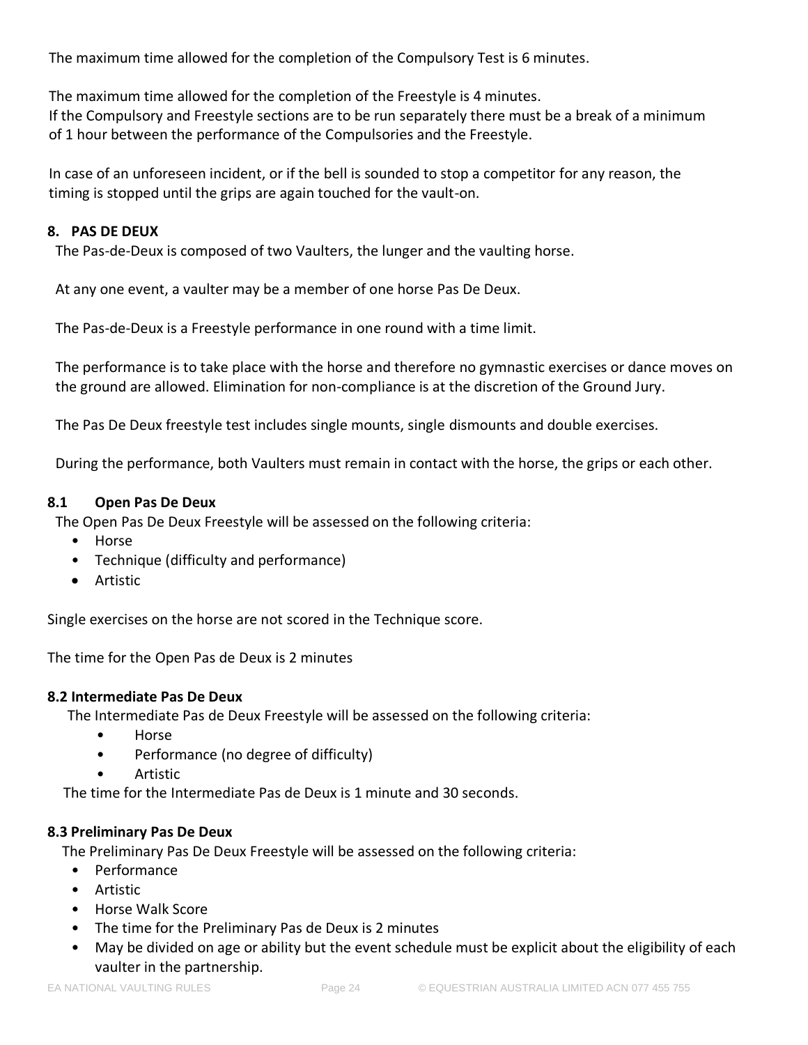The maximum time allowed for the completion of the Compulsory Test is 6 minutes.

The maximum time allowed for the completion of the Freestyle is 4 minutes.
If the Compulsory and Freestyle sections are to be run separately there must be a break of a minimum of 1 hour between the performance of the Compulsories and the Freestyle.

In case of an unforeseen incident, or if the bell is sounded to stop a competitor for any reason, the timing is stopped until the grips are again touched for the vault-on.

## 8. PAS DE DEUX

The Pas-de-Deux is composed of two Vaulters, the lunger and the vaulting horse.

At any one event, a vaulter may be a member of one horse Pas De Deux.

The Pas-de-Deux is a Freestyle performance in one round with a time limit.

The performance is to take place with the horse and therefore no gymnastic exercises or dance moves on the ground are allowed. Elimination for non-compliance is at the discretion of the Ground Jury.

The Pas De Deux freestyle test includes single mounts, single dismounts and double exercises.

During the performance, both Vaulters must remain in contact with the horse, the grips or each other.

### 8.1 Open Pas De Deux

The Open Pas De Deux Freestyle will be assessed on the following criteria:

- Horse
- Technique (difficulty and performance)
- Artistic

Single exercises on the horse are not scored in the Technique score.

The time for the Open Pas de Deux is 2 minutes

### 8.2 Intermediate Pas De Deux

The Intermediate Pas de Deux Freestyle will be assessed on the following criteria:

- Horse
- Performance (no degree of difficulty)
- Artistic

The time for the Intermediate Pas de Deux is 1 minute and 30 seconds.

### 8.3 Preliminary Pas De Deux

The Preliminary Pas De Deux Freestyle will be assessed on the following criteria:

- Performance
- Artistic
- Horse Walk Score
- The time for the Preliminary Pas de Deux is 2 minutes
- May be divided on age or ability but the event schedule must be explicit about the eligibility of each vaulter in the partnership.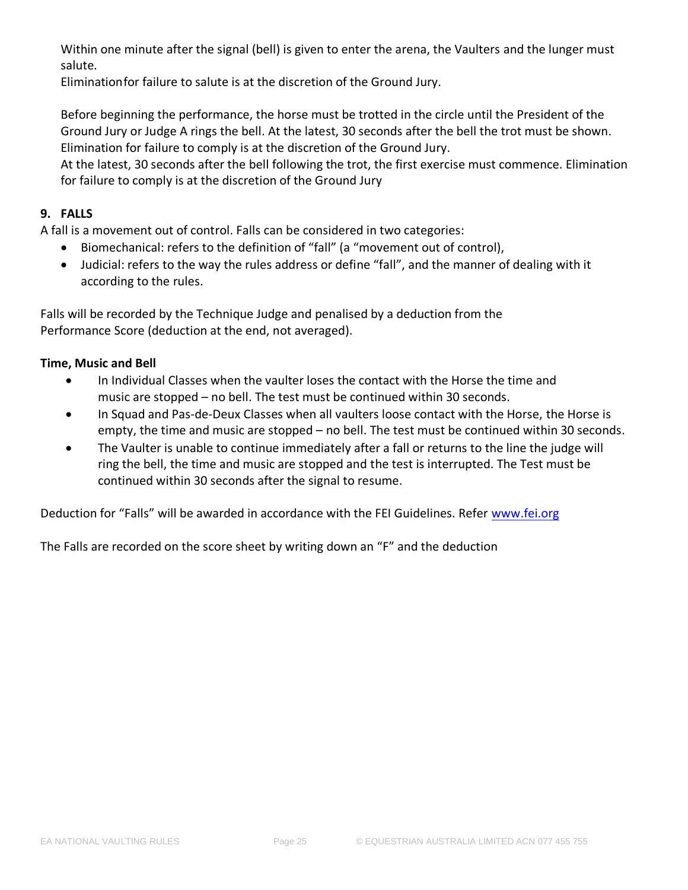Within one minute after the signal (bell) is given to enter the arena, the Vaulters and the lunger must salute.
Eliminationfor failure to salute is at the discretion of the Ground Jury.

Before beginning the performance, the horse must be trotted in the circle until the President of the Ground Jury or Judge A rings the bell. At the latest, 30 seconds after the bell the trot must be shown. Elimination for failure to comply is at the discretion of the Ground Jury.
At the latest, 30 seconds after the bell following the trot, the first exercise must commence. Elimination for failure to comply is at the discretion of the Ground Jury

## 9. FALLS

A fall is a movement out of control. Falls can be considered in two categories:

- Biomechanical: refers to the definition of "fall" (a "movement out of control),
- Judicial: refers to the way the rules address or define "fall", and the manner of dealing with it according to the rules.

Falls will be recorded by the Technique Judge and penalised by a deduction from the Performance Score (deduction at the end, not averaged).

**Time, Music and Bell**

- In Individual Classes when the vaulter loses the contact with the Horse the time and music are stopped – no bell. The test must be continued within 30 seconds.
- In Squad and Pas-de-Deux Classes when all vaulters loose contact with the Horse, the Horse is empty, the time and music are stopped – no bell. The test must be continued within 30 seconds.
- The Vaulter is unable to continue immediately after a fall or returns to the line the judge will ring the bell, the time and music are stopped and the test is interrupted. The Test must be continued within 30 seconds after the signal to resume.

Deduction for "Falls" will be awarded in accordance with the FEI Guidelines. Refer www.fei.org

The Falls are recorded on the score sheet by writing down an "F" and the deduction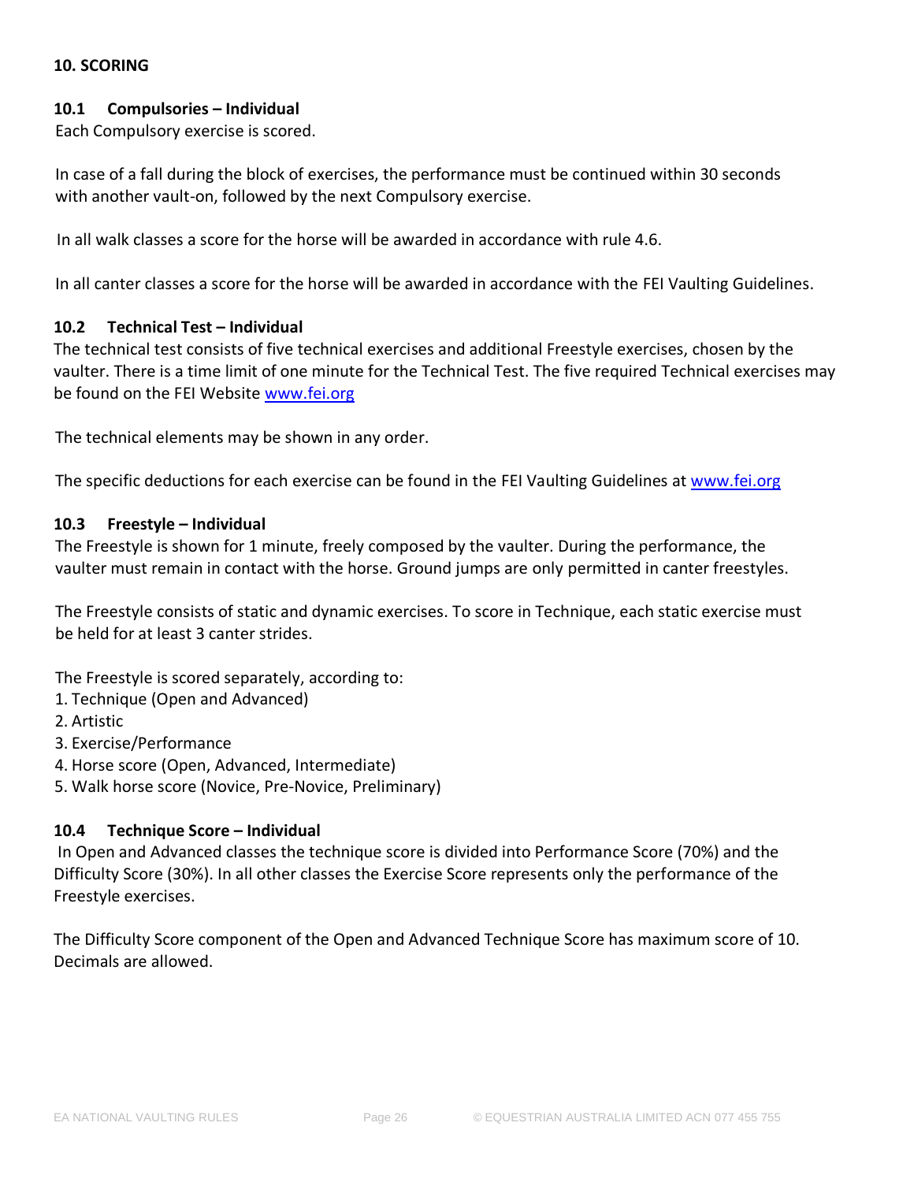## 10. SCORING

### 10.1 Compulsories – Individual

Each Compulsory exercise is scored.

In case of a fall during the block of exercises, the performance must be continued within 30 seconds with another vault-on, followed by the next Compulsory exercise.

In all walk classes a score for the horse will be awarded in accordance with rule 4.6.

In all canter classes a score for the horse will be awarded in accordance with the FEI Vaulting Guidelines.

### 10.2 Technical Test – Individual

The technical test consists of five technical exercises and additional Freestyle exercises, chosen by the vaulter. There is a time limit of one minute for the Technical Test. The five required Technical exercises may be found on the FEI Website [www.fei.org](http://www.fei.org)

The technical elements may be shown in any order.

The specific deductions for each exercise can be found in the FEI Vaulting Guidelines at [www.fei.org](http://www.fei.org)

### 10.3 Freestyle – Individual

The Freestyle is shown for 1 minute, freely composed by the vaulter. During the performance, the vaulter must remain in contact with the horse. Ground jumps are only permitted in canter freestyles.

The Freestyle consists of static and dynamic exercises. To score in Technique, each static exercise must be held for at least 3 canter strides.

The Freestyle is scored separately, according to:

1. Technique (Open and Advanced)
2. Artistic
3. Exercise/Performance
4. Horse score (Open, Advanced, Intermediate)
5. Walk horse score (Novice, Pre-Novice, Preliminary)

### 10.4 Technique Score – Individual

In Open and Advanced classes the technique score is divided into Performance Score (70%) and the Difficulty Score (30%). In all other classes the Exercise Score represents only the performance of the Freestyle exercises.

The Difficulty Score component of the Open and Advanced Technique Score has maximum score of 10. Decimals are allowed.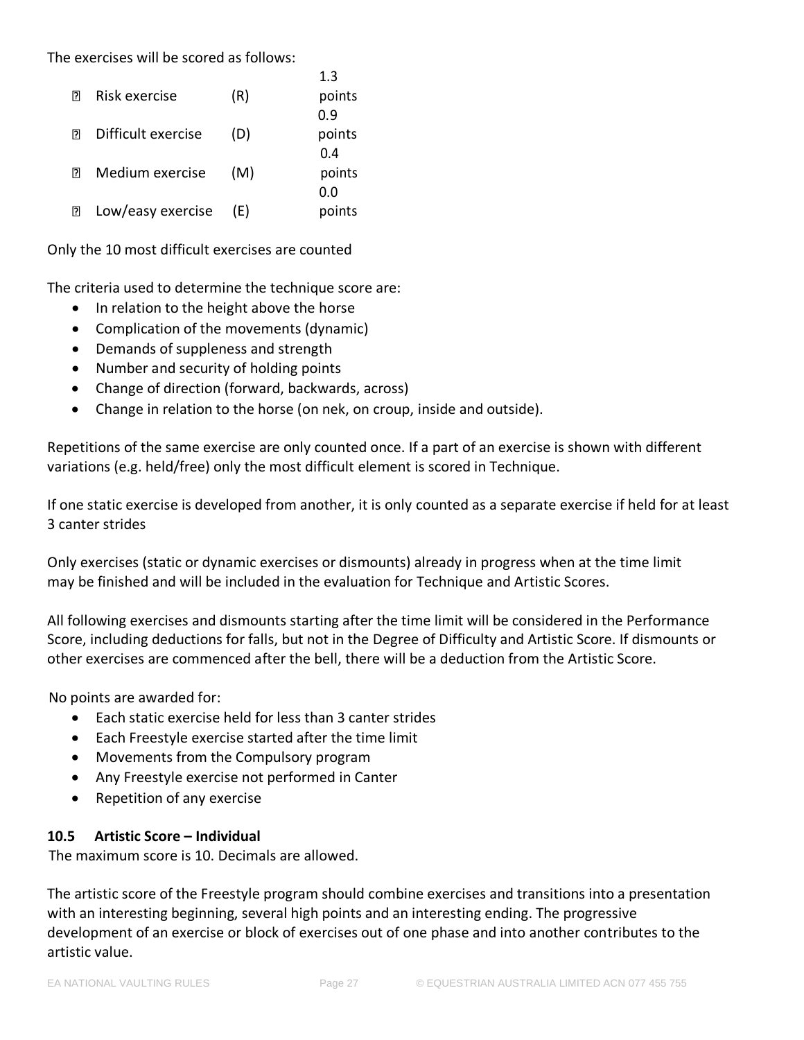The exercises will be scored as follows:

- Risk exercise (R) 1.3 points
- Difficult exercise (D) 0.9 points
- Medium exercise (M) 0.4 points
- Low/easy exercise (E) 0.0 points

Only the 10 most difficult exercises are counted

The criteria used to determine the technique score are:

- In relation to the height above the horse
- Complication of the movements (dynamic)
- Demands of suppleness and strength
- Number and security of holding points
- Change of direction (forward, backwards, across)
- Change in relation to the horse (on nek, on croup, inside and outside).

Repetitions of the same exercise are only counted once. If a part of an exercise is shown with different variations (e.g. held/free) only the most difficult element is scored in Technique.

If one static exercise is developed from another, it is only counted as a separate exercise if held for at least 3 canter strides

Only exercises (static or dynamic exercises or dismounts) already in progress when at the time limit may be finished and will be included in the evaluation for Technique and Artistic Scores.

All following exercises and dismounts starting after the time limit will be considered in the Performance Score, including deductions for falls, but not in the Degree of Difficulty and Artistic Score. If dismounts or other exercises are commenced after the bell, there will be a deduction from the Artistic Score.

No points are awarded for:

- Each static exercise held for less than 3 canter strides
- Each Freestyle exercise started after the time limit
- Movements from the Compulsory program
- Any Freestyle exercise not performed in Canter
- Repetition of any exercise

### 10.5 Artistic Score – Individual

The maximum score is 10. Decimals are allowed.

The artistic score of the Freestyle program should combine exercises and transitions into a presentation with an interesting beginning, several high points and an interesting ending. The progressive development of an exercise or block of exercises out of one phase and into another contributes to the artistic value.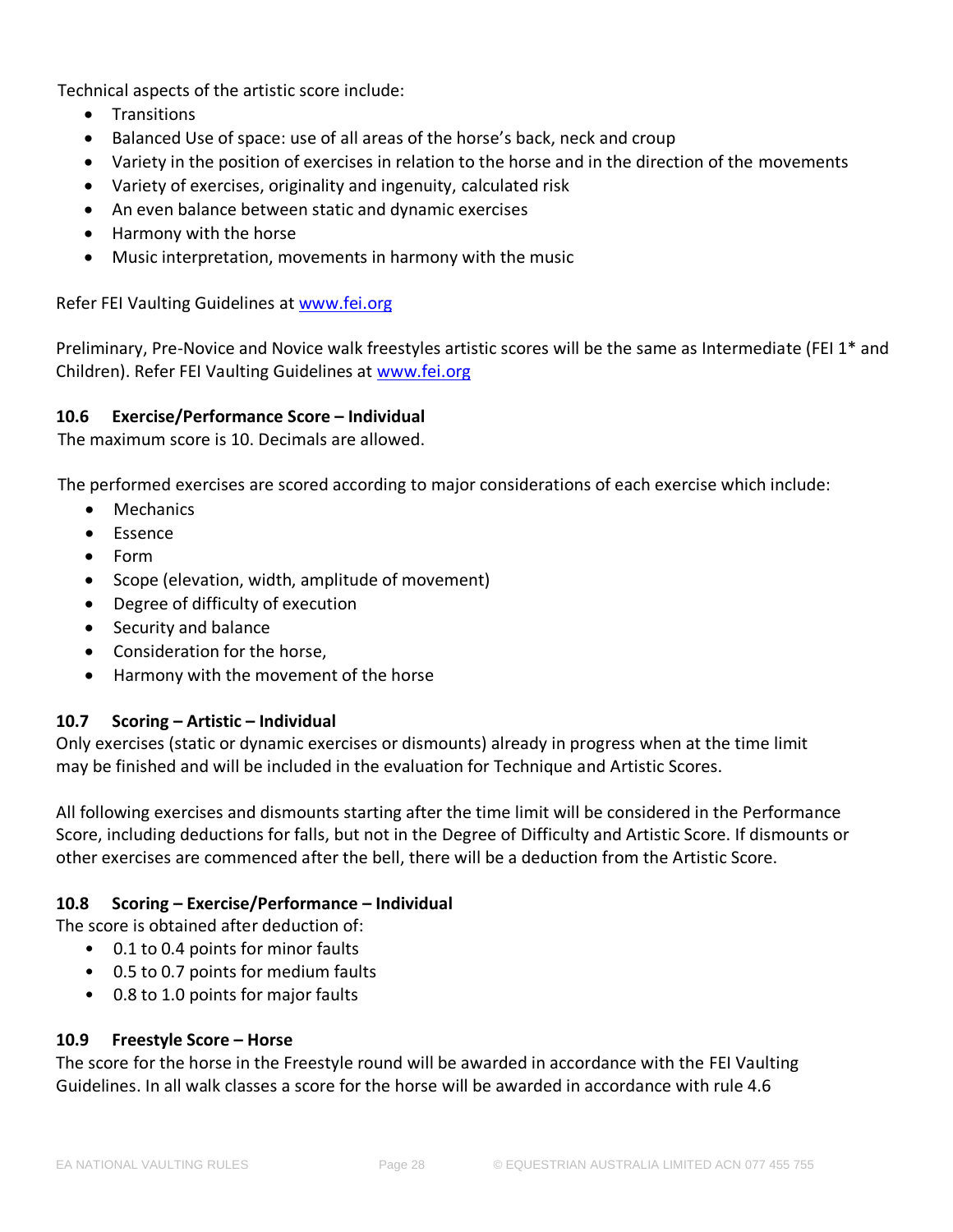Technical aspects of the artistic score include:

- Transitions
- Balanced Use of space: use of all areas of the horse's back, neck and croup
- Variety in the position of exercises in relation to the horse and in the direction of the movements
- Variety of exercises, originality and ingenuity, calculated risk
- An even balance between static and dynamic exercises
- Harmony with the horse
- Music interpretation, movements in harmony with the music

Refer FEI Vaulting Guidelines at www.fei.org

Preliminary, Pre-Novice and Novice walk freestyles artistic scores will be the same as Intermediate (FEI 1* and Children). Refer FEI Vaulting Guidelines at www.fei.org

### 10.6 Exercise/Performance Score – Individual

The maximum score is 10. Decimals are allowed.

The performed exercises are scored according to major considerations of each exercise which include:

- Mechanics
- Essence
- Form
- Scope (elevation, width, amplitude of movement)
- Degree of difficulty of execution
- Security and balance
- Consideration for the horse,
- Harmony with the movement of the horse

### 10.7 Scoring – Artistic – Individual

Only exercises (static or dynamic exercises or dismounts) already in progress when at the time limit may be finished and will be included in the evaluation for Technique and Artistic Scores.

All following exercises and dismounts starting after the time limit will be considered in the Performance Score, including deductions for falls, but not in the Degree of Difficulty and Artistic Score. If dismounts or other exercises are commenced after the bell, there will be a deduction from the Artistic Score.

### 10.8 Scoring – Exercise/Performance – Individual

The score is obtained after deduction of:

- 0.1 to 0.4 points for minor faults
- 0.5 to 0.7 points for medium faults
- 0.8 to 1.0 points for major faults

### 10.9 Freestyle Score – Horse

The score for the horse in the Freestyle round will be awarded in accordance with the FEI Vaulting Guidelines. In all walk classes a score for the horse will be awarded in accordance with rule 4.6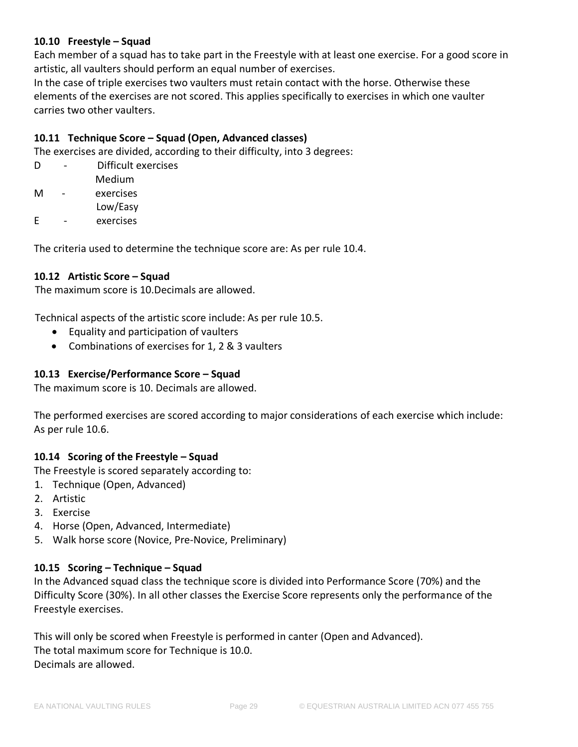### 10.10 Freestyle – Squad

Each member of a squad has to take part in the Freestyle with at least one exercise. For a good score in artistic, all vaulters should perform an equal number of exercises.
In the case of triple exercises two vaulters must retain contact with the horse. Otherwise these elements of the exercises are not scored. This applies specifically to exercises in which one vaulter carries two other vaulters.

### 10.11 Technique Score – Squad (Open, Advanced classes)

The exercises are divided, according to their difficulty, into 3 degrees:

D - Difficult exercises
M - Medium exercises
E - Low/Easy exercises

The criteria used to determine the technique score are: As per rule 10.4.

### 10.12 Artistic Score – Squad

The maximum score is 10.Decimals are allowed.

Technical aspects of the artistic score include: As per rule 10.5.

- Equality and participation of vaulters
- Combinations of exercises for 1, 2 & 3 vaulters

### 10.13 Exercise/Performance Score – Squad

The maximum score is 10. Decimals are allowed.

The performed exercises are scored according to major considerations of each exercise which include: As per rule 10.6.

### 10.14 Scoring of the Freestyle – Squad

The Freestyle is scored separately according to:

1. Technique (Open, Advanced)
2. Artistic
3. Exercise
4. Horse (Open, Advanced, Intermediate)
5. Walk horse score (Novice, Pre-Novice, Preliminary)

### 10.15 Scoring – Technique – Squad

In the Advanced squad class the technique score is divided into Performance Score (70%) and the Difficulty Score (30%). In all other classes the Exercise Score represents only the performance of the Freestyle exercises.

This will only be scored when Freestyle is performed in canter (Open and Advanced).
The total maximum score for Technique is 10.0.
Decimals are allowed.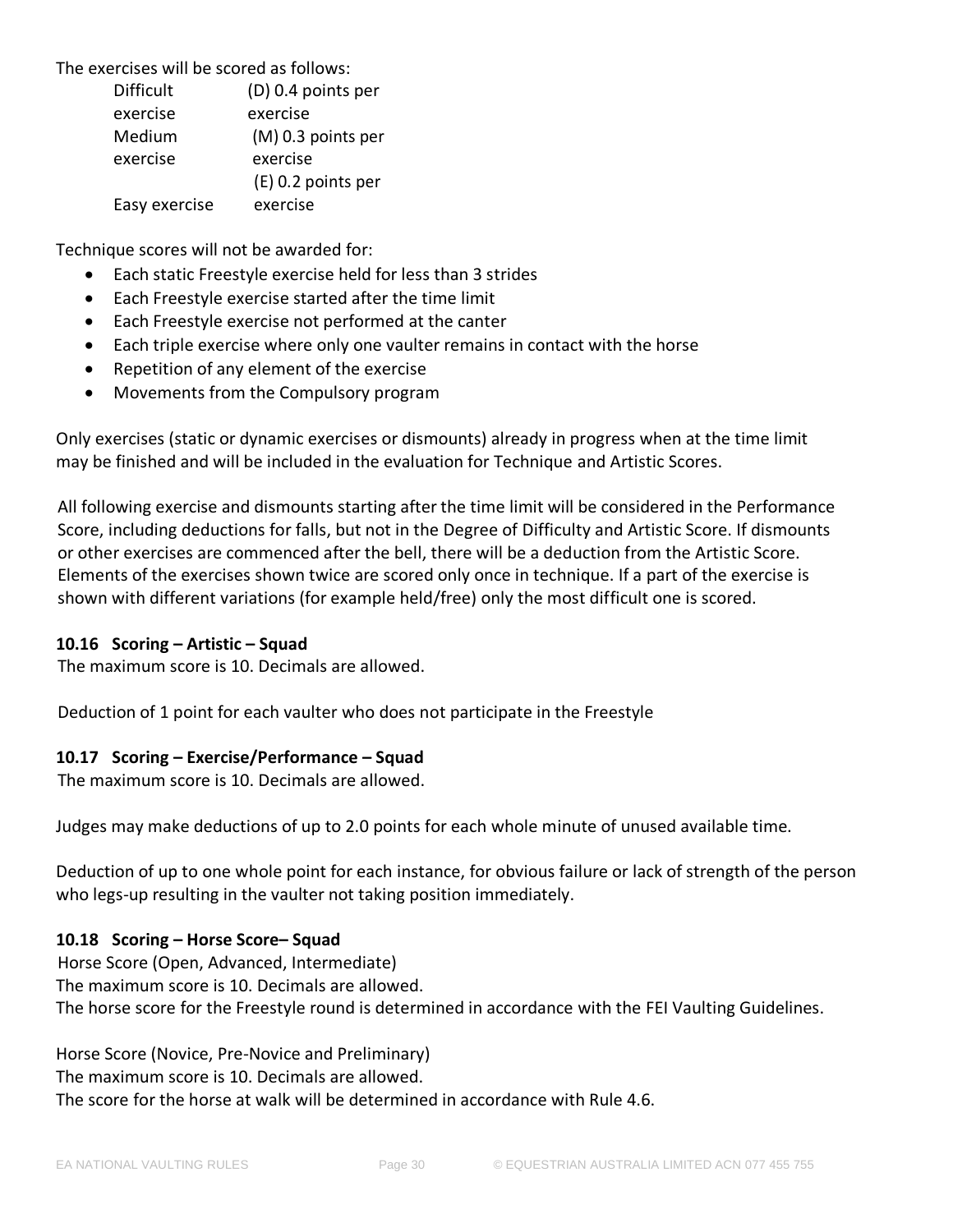The exercises will be scored as follows:

| | |
|---|---|
| Difficult exercise | (D) 0.4 points per exercise |
| Medium exercise | (M) 0.3 points per exercise |
| Easy exercise | (E) 0.2 points per exercise |

Technique scores will not be awarded for:

- Each static Freestyle exercise held for less than 3 strides
- Each Freestyle exercise started after the time limit
- Each Freestyle exercise not performed at the canter
- Each triple exercise where only one vaulter remains in contact with the horse
- Repetition of any element of the exercise
- Movements from the Compulsory program

Only exercises (static or dynamic exercises or dismounts) already in progress when at the time limit may be finished and will be included in the evaluation for Technique and Artistic Scores.

All following exercise and dismounts starting after the time limit will be considered in the Performance Score, including deductions for falls, but not in the Degree of Difficulty and Artistic Score. If dismounts or other exercises are commenced after the bell, there will be a deduction from the Artistic Score. Elements of the exercises shown twice are scored only once in technique. If a part of the exercise is shown with different variations (for example held/free) only the most difficult one is scored.

### 10.16 Scoring – Artistic – Squad

The maximum score is 10. Decimals are allowed.

Deduction of 1 point for each vaulter who does not participate in the Freestyle

### 10.17 Scoring – Exercise/Performance – Squad

The maximum score is 10. Decimals are allowed.

Judges may make deductions of up to 2.0 points for each whole minute of unused available time.

Deduction of up to one whole point for each instance, for obvious failure or lack of strength of the person who legs-up resulting in the vaulter not taking position immediately.

### 10.18 Scoring – Horse Score– Squad

Horse Score (Open, Advanced, Intermediate)
The maximum score is 10. Decimals are allowed.
The horse score for the Freestyle round is determined in accordance with the FEI Vaulting Guidelines.

Horse Score (Novice, Pre-Novice and Preliminary)
The maximum score is 10. Decimals are allowed.
The score for the horse at walk will be determined in accordance with Rule 4.6.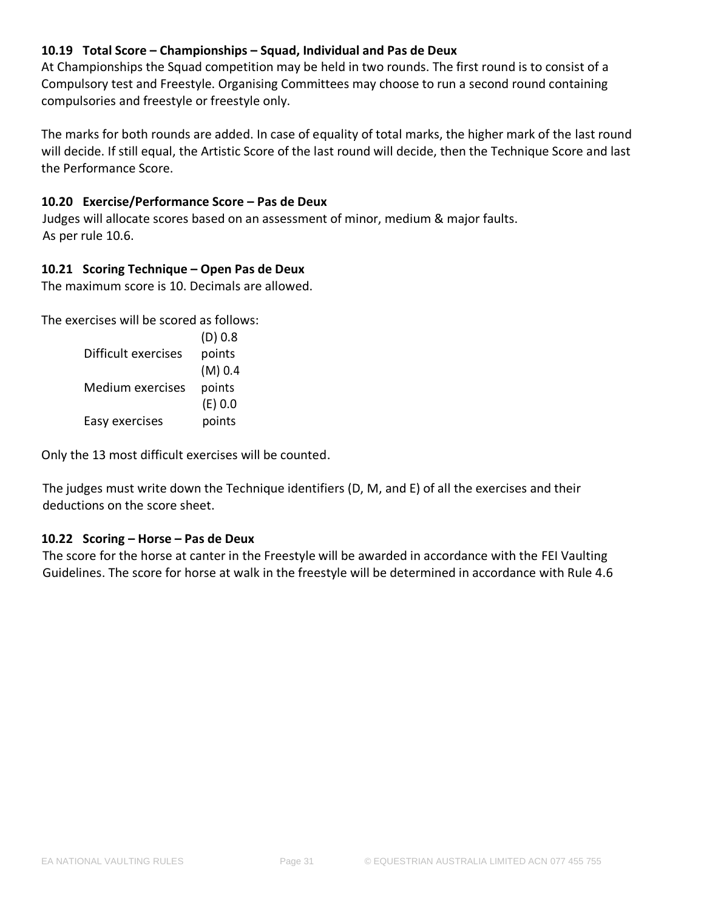### 10.19 Total Score – Championships – Squad, Individual and Pas de Deux

At Championships the Squad competition may be held in two rounds. The first round is to consist of a Compulsory test and Freestyle. Organising Committees may choose to run a second round containing compulsories and freestyle or freestyle only.

The marks for both rounds are added. In case of equality of total marks, the higher mark of the last round will decide. If still equal, the Artistic Score of the last round will decide, then the Technique Score and last the Performance Score.

### 10.20 Exercise/Performance Score – Pas de Deux

Judges will allocate scores based on an assessment of minor, medium & major faults. As per rule 10.6.

### 10.21 Scoring Technique – Open Pas de Deux

The maximum score is 10. Decimals are allowed.

The exercises will be scored as follows:

| | |
|---|---|
| Difficult exercises | (D) 0.8 points |
| Medium exercises | (M) 0.4 points |
| Easy exercises | (E) 0.0 points |

Only the 13 most difficult exercises will be counted.

The judges must write down the Technique identifiers (D, M, and E) of all the exercises and their deductions on the score sheet.

### 10.22 Scoring – Horse – Pas de Deux

The score for the horse at canter in the Freestyle will be awarded in accordance with the FEI Vaulting Guidelines. The score for horse at walk in the freestyle will be determined in accordance with Rule 4.6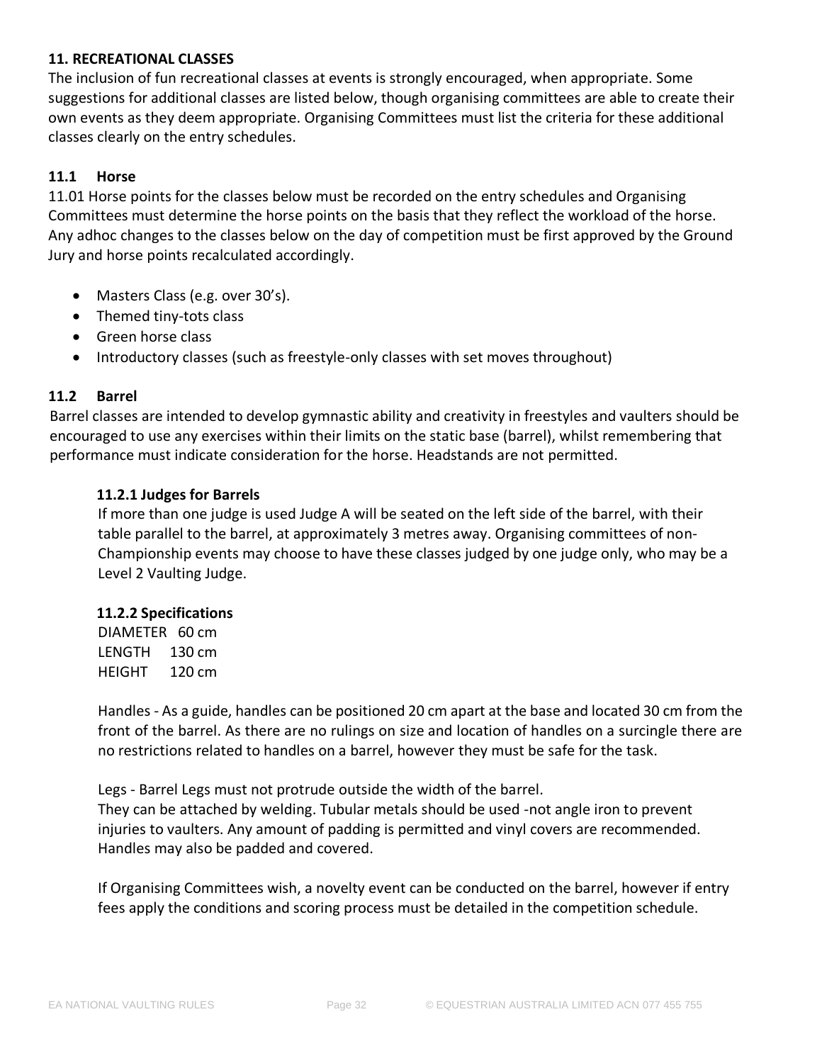## 11. RECREATIONAL CLASSES

The inclusion of fun recreational classes at events is strongly encouraged, when appropriate. Some suggestions for additional classes are listed below, though organising committees are able to create their own events as they deem appropriate. Organising Committees must list the criteria for these additional classes clearly on the entry schedules.

### 11.1 Horse

11.01 Horse points for the classes below must be recorded on the entry schedules and Organising Committees must determine the horse points on the basis that they reflect the workload of the horse. Any adhoc changes to the classes below on the day of competition must be first approved by the Ground Jury and horse points recalculated accordingly.

- Masters Class (e.g. over 30's).
- Themed tiny-tots class
- Green horse class
- Introductory classes (such as freestyle-only classes with set moves throughout)

### 11.2 Barrel

Barrel classes are intended to develop gymnastic ability and creativity in freestyles and vaulters should be encouraged to use any exercises within their limits on the static base (barrel), whilst remembering that performance must indicate consideration for the horse. Headstands are not permitted.

#### 11.2.1 Judges for Barrels

If more than one judge is used Judge A will be seated on the left side of the barrel, with their table parallel to the barrel, at approximately 3 metres away. Organising committees of non-Championship events may choose to have these classes judged by one judge only, who may be a Level 2 Vaulting Judge.

#### 11.2.2 Specifications

DIAMETER 60 cm
LENGTH 130 cm
HEIGHT 120 cm

Handles - As a guide, handles can be positioned 20 cm apart at the base and located 30 cm from the front of the barrel. As there are no rulings on size and location of handles on a surcingle there are no restrictions related to handles on a barrel, however they must be safe for the task.

Legs - Barrel Legs must not protrude outside the width of the barrel.
They can be attached by welding. Tubular metals should be used -not angle iron to prevent injuries to vaulters. Any amount of padding is permitted and vinyl covers are recommended. Handles may also be padded and covered.

If Organising Committees wish, a novelty event can be conducted on the barrel, however if entry fees apply the conditions and scoring process must be detailed in the competition schedule.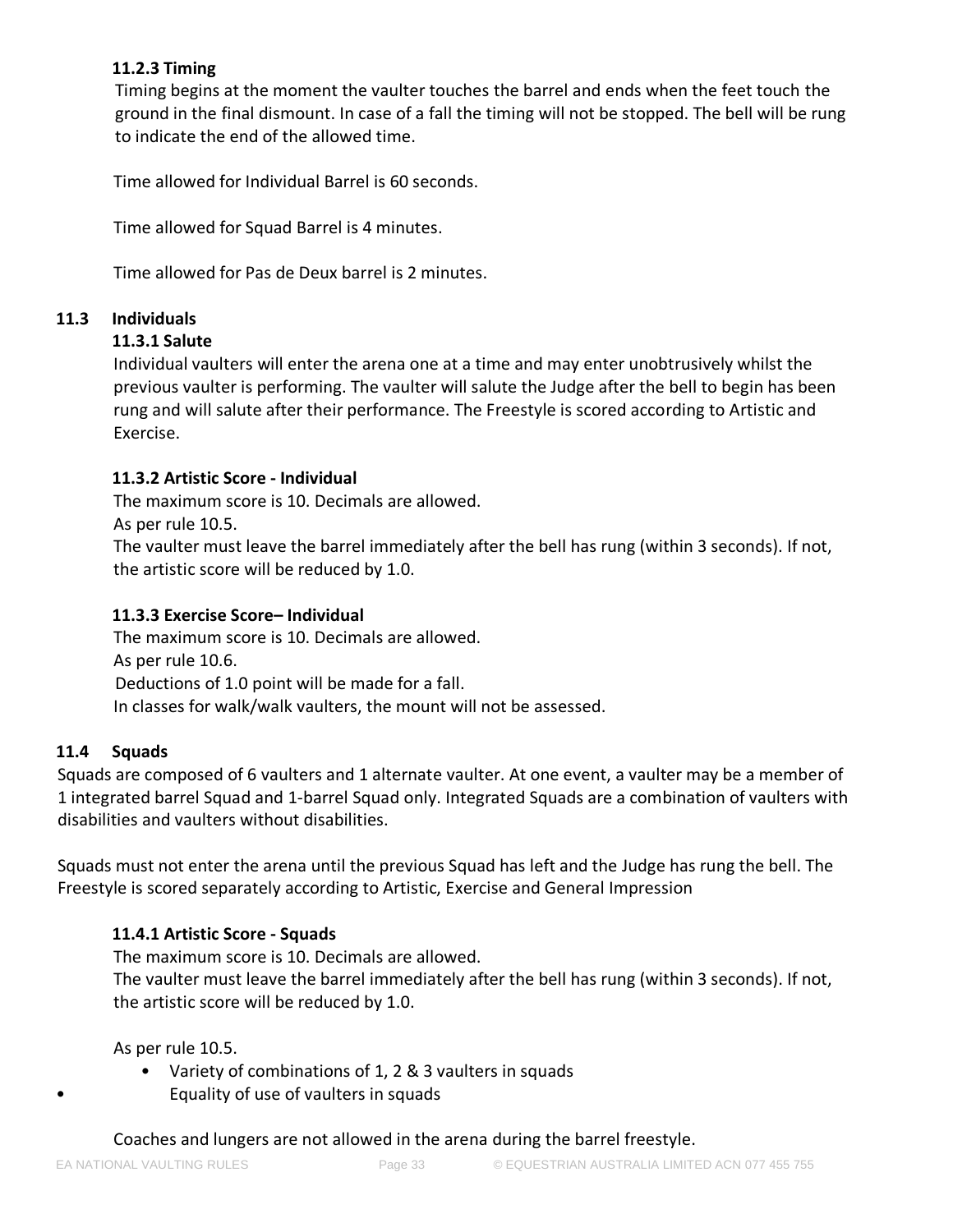#### 11.2.3 Timing

Timing begins at the moment the vaulter touches the barrel and ends when the feet touch the ground in the final dismount. In case of a fall the timing will not be stopped. The bell will be rung to indicate the end of the allowed time.

Time allowed for Individual Barrel is 60 seconds.

Time allowed for Squad Barrel is 4 minutes.

Time allowed for Pas de Deux barrel is 2 minutes.

### 11.3 Individuals

#### 11.3.1 Salute

Individual vaulters will enter the arena one at a time and may enter unobtrusively whilst the previous vaulter is performing. The vaulter will salute the Judge after the bell to begin has been rung and will salute after their performance. The Freestyle is scored according to Artistic and Exercise.

#### 11.3.2 Artistic Score - Individual

The maximum score is 10. Decimals are allowed.

As per rule 10.5.

The vaulter must leave the barrel immediately after the bell has rung (within 3 seconds). If not, the artistic score will be reduced by 1.0.

#### 11.3.3 Exercise Score– Individual

The maximum score is 10. Decimals are allowed.

As per rule 10.6.

Deductions of 1.0 point will be made for a fall.

In classes for walk/walk vaulters, the mount will not be assessed.

### 11.4 Squads

Squads are composed of 6 vaulters and 1 alternate vaulter. At one event, a vaulter may be a member of 1 integrated barrel Squad and 1-barrel Squad only. Integrated Squads are a combination of vaulters with disabilities and vaulters without disabilities.

Squads must not enter the arena until the previous Squad has left and the Judge has rung the bell. The Freestyle is scored separately according to Artistic, Exercise and General Impression

#### 11.4.1 Artistic Score - Squads

The maximum score is 10. Decimals are allowed.

The vaulter must leave the barrel immediately after the bell has rung (within 3 seconds). If not, the artistic score will be reduced by 1.0.

As per rule 10.5.

- Variety of combinations of 1, 2 & 3 vaulters in squads
- Equality of use of vaulters in squads

Coaches and lungers are not allowed in the arena during the barrel freestyle.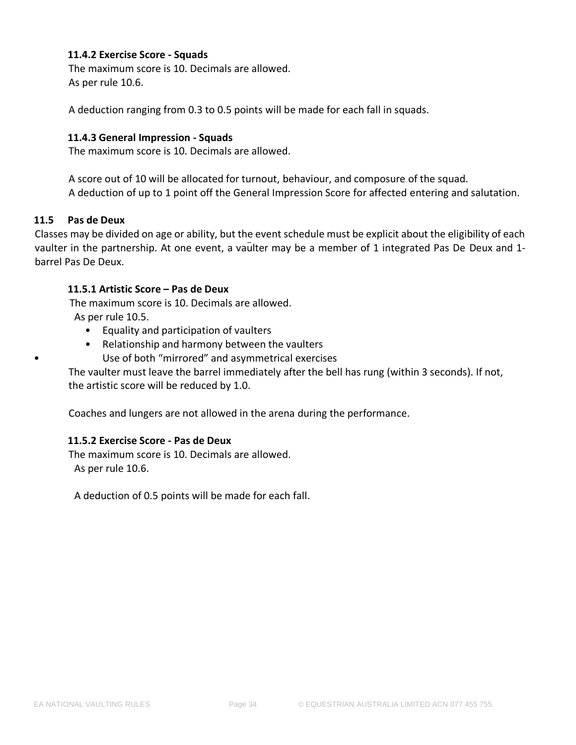#### 11.4.2 Exercise Score - Squads

The maximum score is 10. Decimals are allowed.
As per rule 10.6.

A deduction ranging from 0.3 to 0.5 points will be made for each fall in squads.

#### 11.4.3 General Impression - Squads

The maximum score is 10. Decimals are allowed.

A score out of 10 will be allocated for turnout, behaviour, and composure of the squad.
A deduction of up to 1 point off the General Impression Score for affected entering and salutation.

### 11.5 Pas de Deux

Classes may be divided on age or ability, but the event schedule must be explicit about the eligibility of each vaulter in the partnership. At one event, a vaulter may be a member of 1 integrated Pas De Deux and 1-barrel Pas De Deux.

#### 11.5.1 Artistic Score – Pas de Deux

The maximum score is 10. Decimals are allowed.
As per rule 10.5.

- Equality and participation of vaulters
- Relationship and harmony between the vaulters
- Use of both "mirrored" and asymmetrical exercises

The vaulter must leave the barrel immediately after the bell has rung (within 3 seconds). If not, the artistic score will be reduced by 1.0.

Coaches and lungers are not allowed in the arena during the performance.

#### 11.5.2 Exercise Score - Pas de Deux

The maximum score is 10. Decimals are allowed.
As per rule 10.6.

A deduction of 0.5 points will be made for each fall.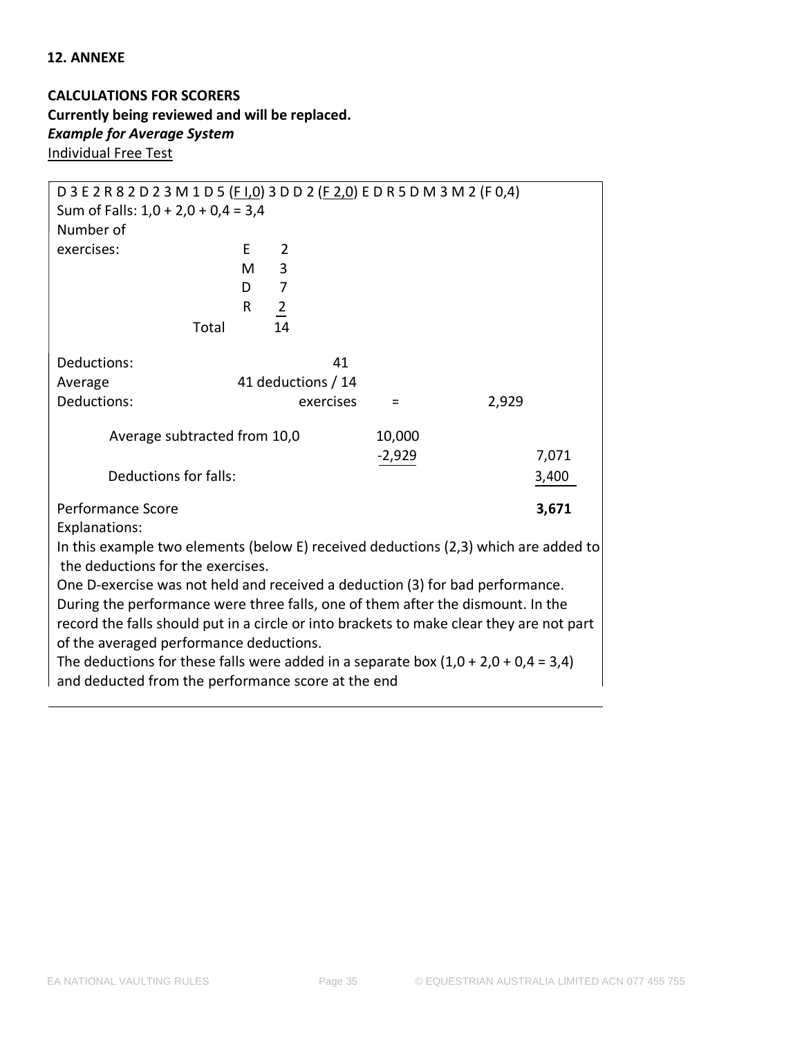**12. ANNEXE**

**CALCULATIONS FOR SCORERS**

**Currently being reviewed and will be replaced.**

***Example for Average System***

Individual Free Test

D 3 E 2 R 8 2 D 2 3 M 1 D 5 (F I,0) 3 D D 2 (F 2,0) E D R 5 D M 3 M 2 (F 0,4)

Sum of Falls: 1,0 + 2,0 + 0,4 = 3,4

Number of exercises:

| | | |
|---|---|---|
| | E | 2 |
| | M | 3 |
| | D | 7 |
| | R | 2 |
| Total | | 14 |

| | | | | |
|---|---|---|---|---|
| Deductions: | 41 | | | |
| Average Deductions: | 41 deductions / 14 exercises | = | 2,929 | |
| Average subtracted from 10,0 | | 10,000 | | |
| | | -2,929 | | 7,071 |
| Deductions for falls: | | | | 3,400 |
| Performance Score | | | | **3,671** |

Explanations:

In this example two elements (below E) received deductions (2,3) which are added to the deductions for the exercises.

One D-exercise was not held and received a deduction (3) for bad performance.

During the performance were three falls, one of them after the dismount. In the record the falls should put in a circle or into brackets to make clear they are not part of the averaged performance deductions.

The deductions for these falls were added in a separate box (1,0 + 2,0 + 0,4 = 3,4) and deducted from the performance score at the end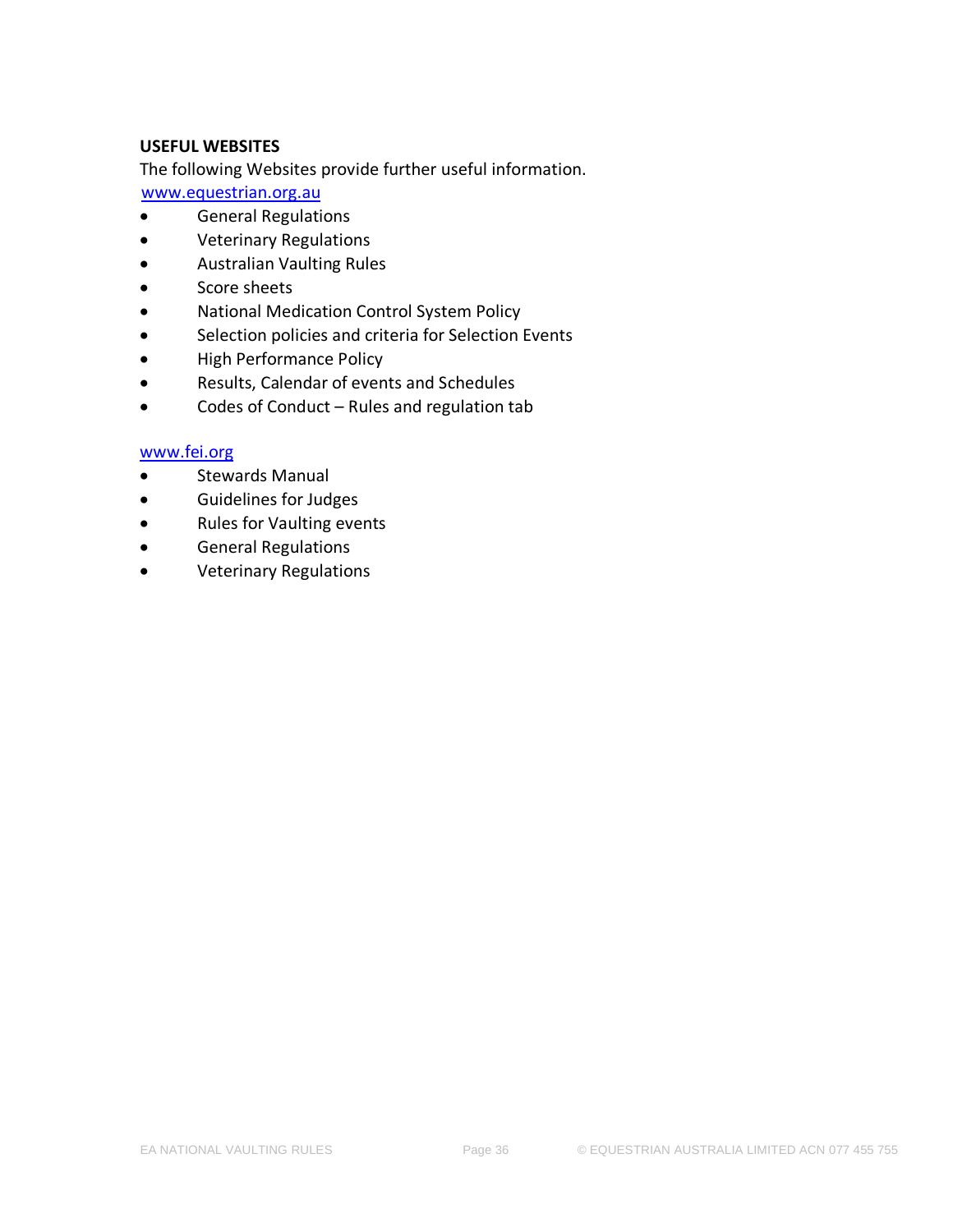**USEFUL WEBSITES**

The following Websites provide further useful information.

www.equestrian.org.au

- General Regulations
- Veterinary Regulations
- Australian Vaulting Rules
- Score sheets
- National Medication Control System Policy
- Selection policies and criteria for Selection Events
- High Performance Policy
- Results, Calendar of events and Schedules
- Codes of Conduct – Rules and regulation tab

www.fei.org

- Stewards Manual
- Guidelines for Judges
- Rules for Vaulting events
- General Regulations
- Veterinary Regulations